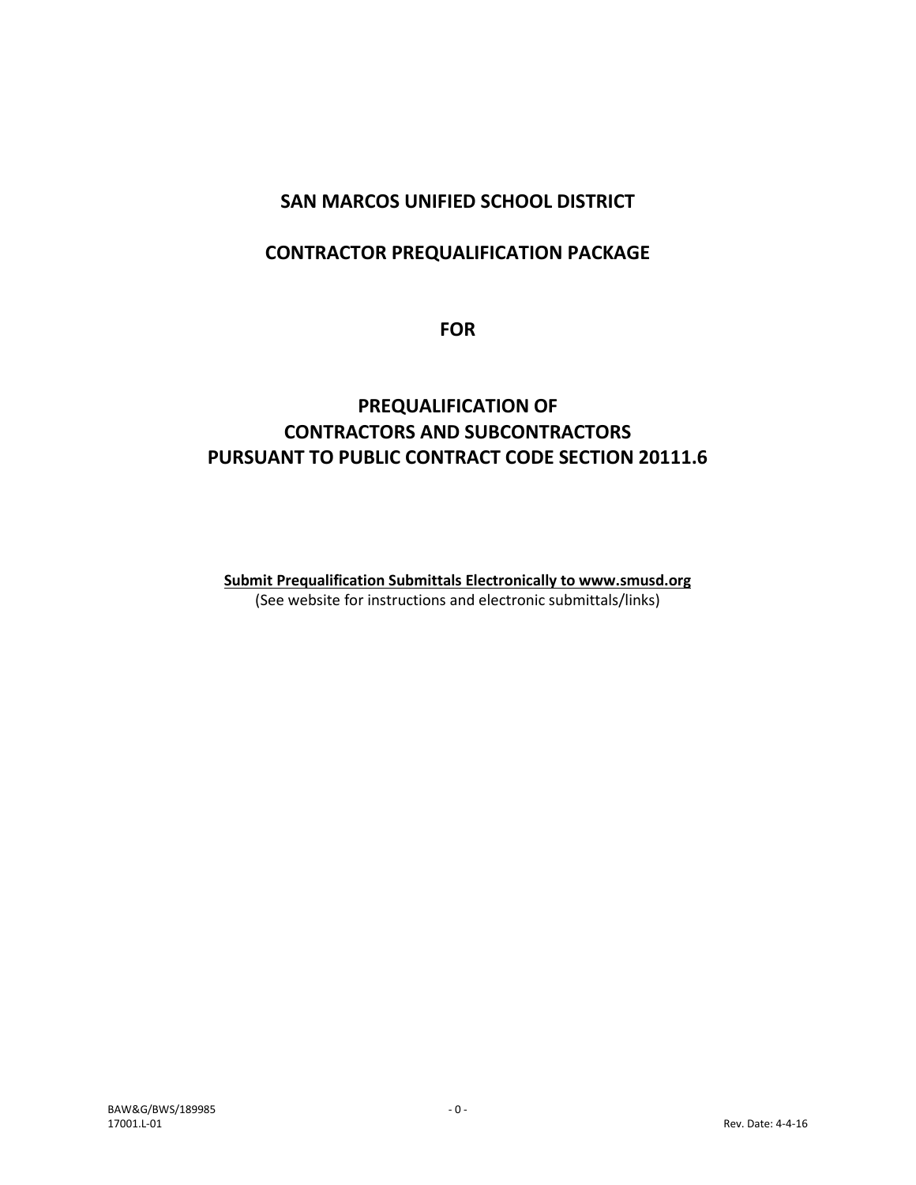# SAN MARCOS UNIFIED SCHOOL DISTRICT

## CONTRACTOR PREQUALIFICATION PACKAGE

## FOR

## PREQUALIFICATION OF CONTRACTORS AND SUBCONTRACTORS PURSUANT TO PUBLIC CONTRACT CODE SECTION 20111.6

**Submit Prequalification Submittals Electronically to www.smusd.org**

(See website for instructions and electronic submittals/links)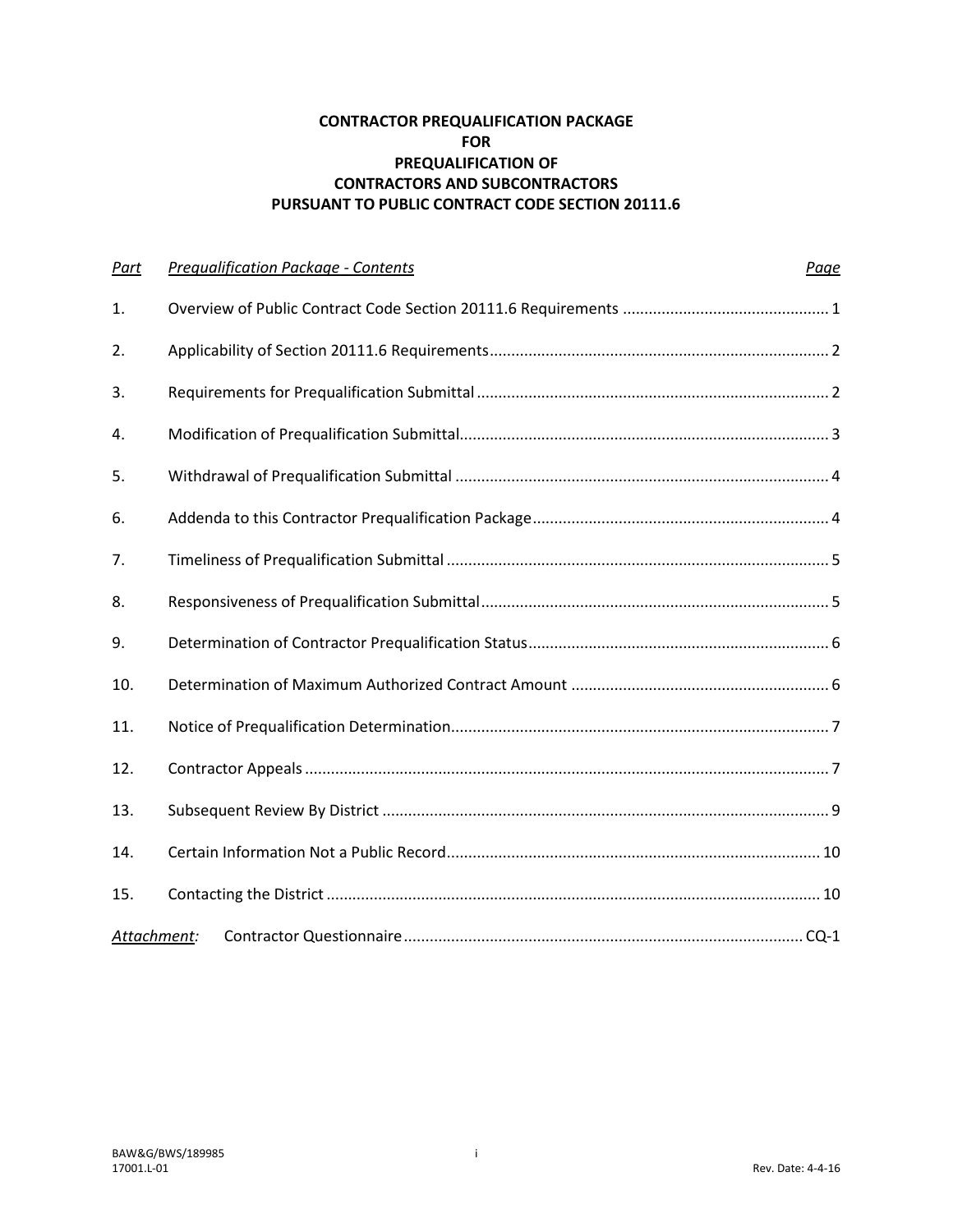**CONTRACTOR PREQUALIFICATION PACKAGE**
**FOR**
**PREQUALIFICATION OF**
**CONTRACTORS AND SUBCONTRACTORS**
**PURSUANT TO PUBLIC CONTRACT CODE SECTION 20111.6**

| *Part* | *Prequalification Package - Contents* | *Page* |
|---|---|---|
| 1. | Overview of Public Contract Code Section 20111.6 Requirements | 1 |
| 2. | Applicability of Section 20111.6 Requirements | 2 |
| 3. | Requirements for Prequalification Submittal | 2 |
| 4. | Modification of Prequalification Submittal | 3 |
| 5. | Withdrawal of Prequalification Submittal | 4 |
| 6. | Addenda to this Contractor Prequalification Package | 4 |
| 7. | Timeliness of Prequalification Submittal | 5 |
| 8. | Responsiveness of Prequalification Submittal | 5 |
| 9. | Determination of Contractor Prequalification Status | 6 |
| 10. | Determination of Maximum Authorized Contract Amount | 6 |
| 11. | Notice of Prequalification Determination | 7 |
| 12. | Contractor Appeals | 7 |
| 13. | Subsequent Review By District | 9 |
| 14. | Certain Information Not a Public Record | 10 |
| 15. | Contacting the District | 10 |
| *Attachment:* | Contractor Questionnaire | CQ-1 |

BAW&G/BWS/189985
17001.L-01

Rev. Date: 4-4-16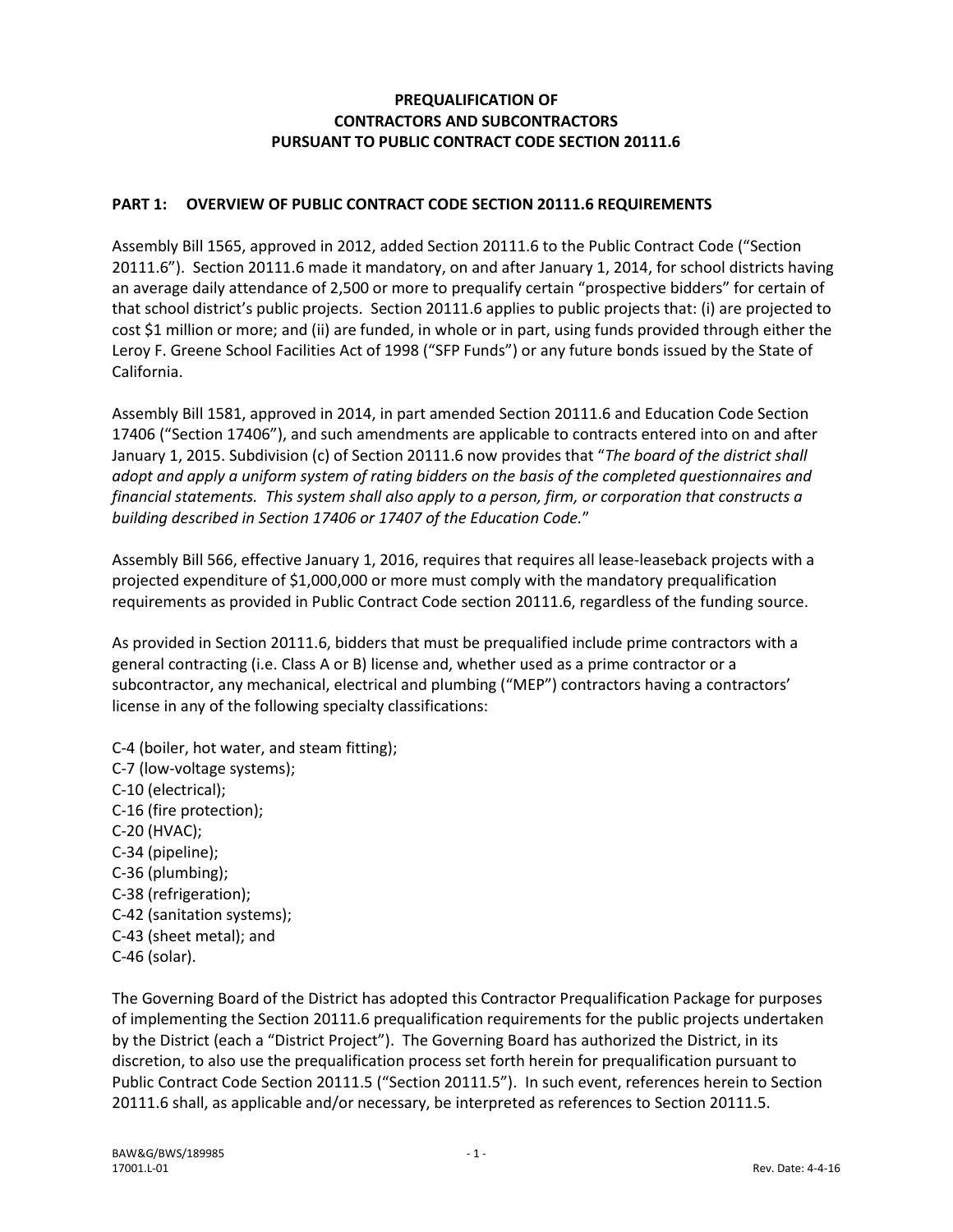**PREQUALIFICATION OF CONTRACTORS AND SUBCONTRACTORS PURSUANT TO PUBLIC CONTRACT CODE SECTION 20111.6**

## PART 1: OVERVIEW OF PUBLIC CONTRACT CODE SECTION 20111.6 REQUIREMENTS

Assembly Bill 1565, approved in 2012, added Section 20111.6 to the Public Contract Code ("Section 20111.6"). Section 20111.6 made it mandatory, on and after January 1, 2014, for school districts having an average daily attendance of 2,500 or more to prequalify certain "prospective bidders" for certain of that school district's public projects. Section 20111.6 applies to public projects that: (i) are projected to cost $1 million or more; and (ii) are funded, in whole or in part, using funds provided through either the Leroy F. Greene School Facilities Act of 1998 ("SFP Funds") or any future bonds issued by the State of California.

Assembly Bill 1581, approved in 2014, in part amended Section 20111.6 and Education Code Section 17406 ("Section 17406"), and such amendments are applicable to contracts entered into on and after January 1, 2015. Subdivision (c) of Section 20111.6 now provides that "*The board of the district shall adopt and apply a uniform system of rating bidders on the basis of the completed questionnaires and financial statements. This system shall also apply to a person, firm, or corporation that constructs a building described in Section 17406 or 17407 of the Education Code.*"

Assembly Bill 566, effective January 1, 2016, requires that requires all lease-leaseback projects with a projected expenditure of $1,000,000 or more must comply with the mandatory prequalification requirements as provided in Public Contract Code section 20111.6, regardless of the funding source.

As provided in Section 20111.6, bidders that must be prequalified include prime contractors with a general contracting (i.e. Class A or B) license and, whether used as a prime contractor or a subcontractor, any mechanical, electrical and plumbing ("MEP") contractors having a contractors' license in any of the following specialty classifications:

C-4 (boiler, hot water, and steam fitting);
C-7 (low-voltage systems);
C-10 (electrical);
C-16 (fire protection);
C-20 (HVAC);
C-34 (pipeline);
C-36 (plumbing);
C-38 (refrigeration);
C-42 (sanitation systems);
C-43 (sheet metal); and
C-46 (solar).

The Governing Board of the District has adopted this Contractor Prequalification Package for purposes of implementing the Section 20111.6 prequalification requirements for the public projects undertaken by the District (each a "District Project"). The Governing Board has authorized the District, in its discretion, to also use the prequalification process set forth herein for prequalification pursuant to Public Contract Code Section 20111.5 ("Section 20111.5"). In such event, references herein to Section 20111.6 shall, as applicable and/or necessary, be interpreted as references to Section 20111.5.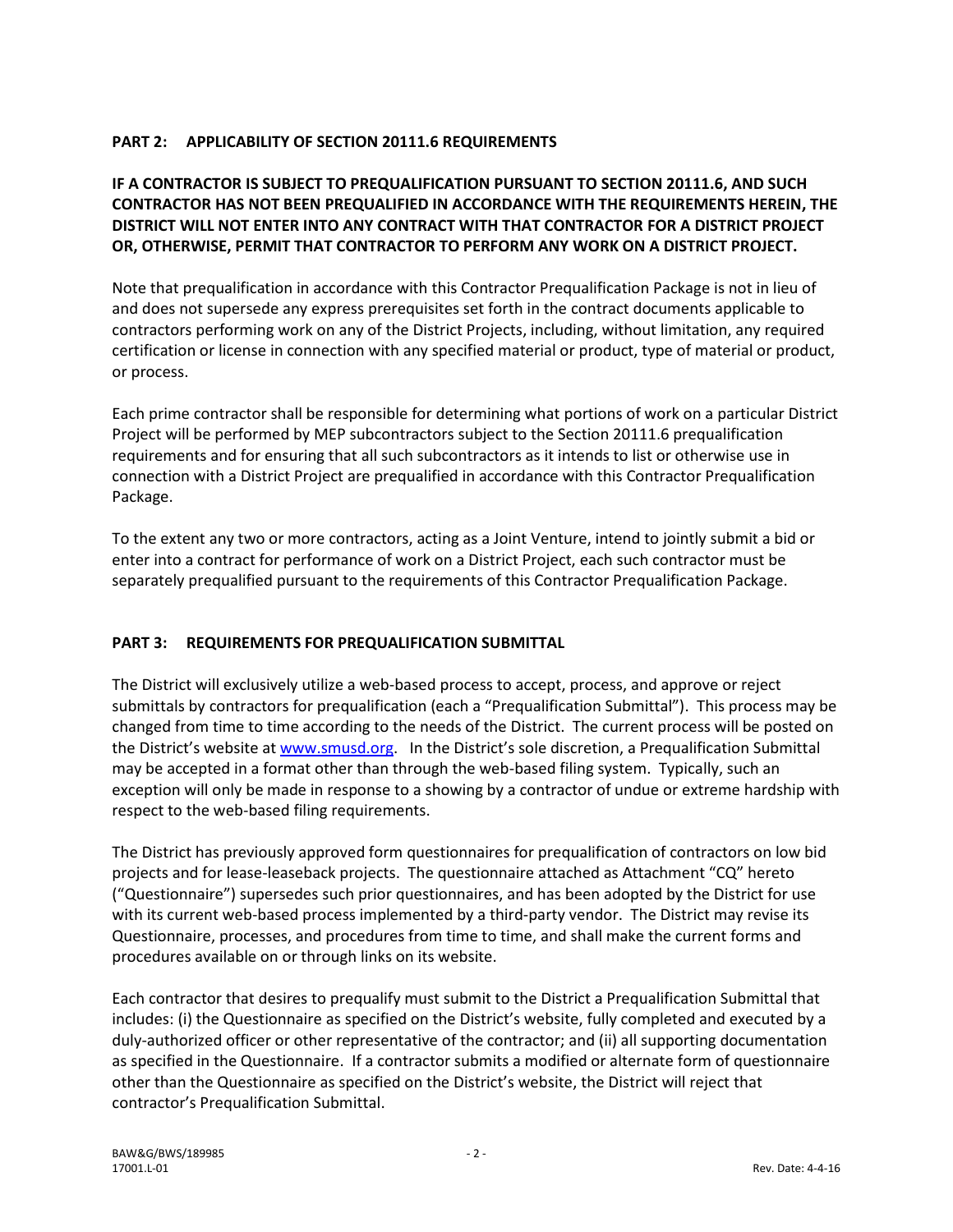## PART 2: APPLICABILITY OF SECTION 20111.6 REQUIREMENTS

**IF A CONTRACTOR IS SUBJECT TO PREQUALIFICATION PURSUANT TO SECTION 20111.6, AND SUCH CONTRACTOR HAS NOT BEEN PREQUALIFIED IN ACCORDANCE WITH THE REQUIREMENTS HEREIN, THE DISTRICT WILL NOT ENTER INTO ANY CONTRACT WITH THAT CONTRACTOR FOR A DISTRICT PROJECT OR, OTHERWISE, PERMIT THAT CONTRACTOR TO PERFORM ANY WORK ON A DISTRICT PROJECT.**

Note that prequalification in accordance with this Contractor Prequalification Package is not in lieu of and does not supersede any express prerequisites set forth in the contract documents applicable to contractors performing work on any of the District Projects, including, without limitation, any required certification or license in connection with any specified material or product, type of material or product, or process.

Each prime contractor shall be responsible for determining what portions of work on a particular District Project will be performed by MEP subcontractors subject to the Section 20111.6 prequalification requirements and for ensuring that all such subcontractors as it intends to list or otherwise use in connection with a District Project are prequalified in accordance with this Contractor Prequalification Package.

To the extent any two or more contractors, acting as a Joint Venture, intend to jointly submit a bid or enter into a contract for performance of work on a District Project, each such contractor must be separately prequalified pursuant to the requirements of this Contractor Prequalification Package.

## PART 3: REQUIREMENTS FOR PREQUALIFICATION SUBMITTAL

The District will exclusively utilize a web-based process to accept, process, and approve or reject submittals by contractors for prequalification (each a "Prequalification Submittal"). This process may be changed from time to time according to the needs of the District. The current process will be posted on the District's website at www.smusd.org. In the District's sole discretion, a Prequalification Submittal may be accepted in a format other than through the web-based filing system. Typically, such an exception will only be made in response to a showing by a contractor of undue or extreme hardship with respect to the web-based filing requirements.

The District has previously approved form questionnaires for prequalification of contractors on low bid projects and for lease-leaseback projects. The questionnaire attached as Attachment "CQ" hereto ("Questionnaire") supersedes such prior questionnaires, and has been adopted by the District for use with its current web-based process implemented by a third-party vendor. The District may revise its Questionnaire, processes, and procedures from time to time, and shall make the current forms and procedures available on or through links on its website.

Each contractor that desires to prequalify must submit to the District a Prequalification Submittal that includes: (i) the Questionnaire as specified on the District's website, fully completed and executed by a duly-authorized officer or other representative of the contractor; and (ii) all supporting documentation as specified in the Questionnaire. If a contractor submits a modified or alternate form of questionnaire other than the Questionnaire as specified on the District's website, the District will reject that contractor's Prequalification Submittal.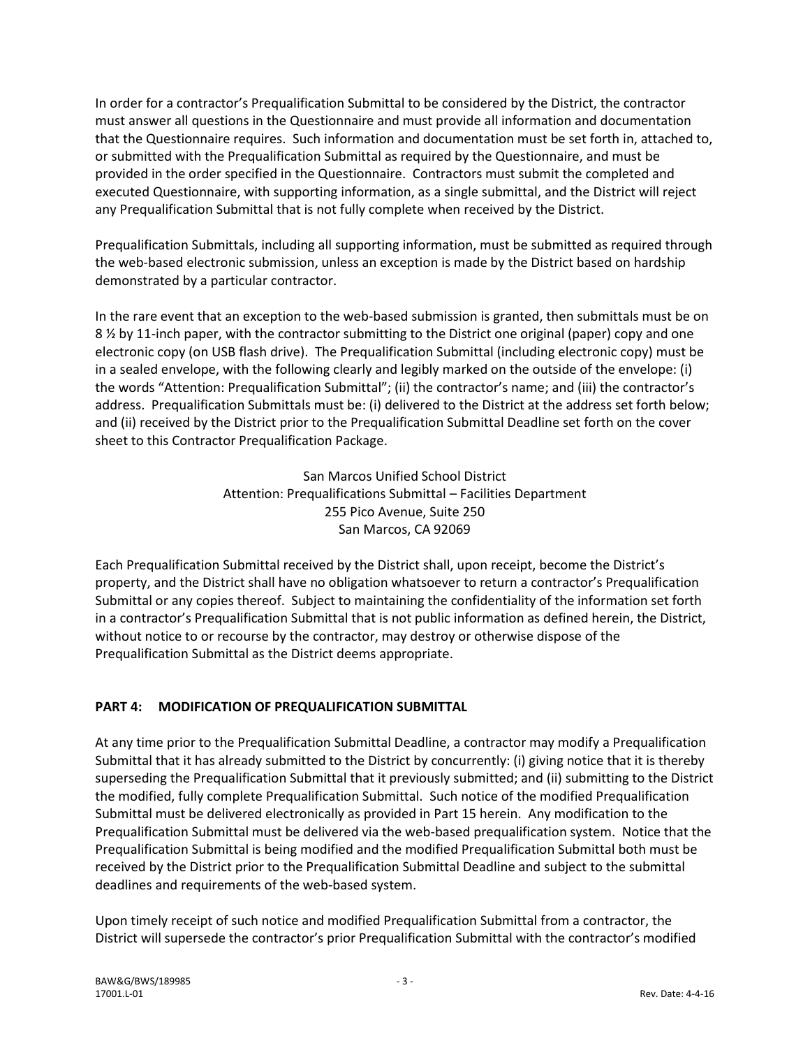In order for a contractor's Prequalification Submittal to be considered by the District, the contractor must answer all questions in the Questionnaire and must provide all information and documentation that the Questionnaire requires. Such information and documentation must be set forth in, attached to, or submitted with the Prequalification Submittal as required by the Questionnaire, and must be provided in the order specified in the Questionnaire. Contractors must submit the completed and executed Questionnaire, with supporting information, as a single submittal, and the District will reject any Prequalification Submittal that is not fully complete when received by the District.

Prequalification Submittals, including all supporting information, must be submitted as required through the web-based electronic submission, unless an exception is made by the District based on hardship demonstrated by a particular contractor.

In the rare event that an exception to the web-based submission is granted, then submittals must be on 8 ½ by 11-inch paper, with the contractor submitting to the District one original (paper) copy and one electronic copy (on USB flash drive). The Prequalification Submittal (including electronic copy) must be in a sealed envelope, with the following clearly and legibly marked on the outside of the envelope: (i) the words "Attention: Prequalification Submittal"; (ii) the contractor's name; and (iii) the contractor's address. Prequalification Submittals must be: (i) delivered to the District at the address set forth below; and (ii) received by the District prior to the Prequalification Submittal Deadline set forth on the cover sheet to this Contractor Prequalification Package.

San Marcos Unified School District
Attention: Prequalifications Submittal – Facilities Department
255 Pico Avenue, Suite 250
San Marcos, CA 92069

Each Prequalification Submittal received by the District shall, upon receipt, become the District's property, and the District shall have no obligation whatsoever to return a contractor's Prequalification Submittal or any copies thereof. Subject to maintaining the confidentiality of the information set forth in a contractor's Prequalification Submittal that is not public information as defined herein, the District, without notice to or recourse by the contractor, may destroy or otherwise dispose of the Prequalification Submittal as the District deems appropriate.

## PART 4: MODIFICATION OF PREQUALIFICATION SUBMITTAL

At any time prior to the Prequalification Submittal Deadline, a contractor may modify a Prequalification Submittal that it has already submitted to the District by concurrently: (i) giving notice that it is thereby superseding the Prequalification Submittal that it previously submitted; and (ii) submitting to the District the modified, fully complete Prequalification Submittal. Such notice of the modified Prequalification Submittal must be delivered electronically as provided in Part 15 herein. Any modification to the Prequalification Submittal must be delivered via the web-based prequalification system. Notice that the Prequalification Submittal is being modified and the modified Prequalification Submittal both must be received by the District prior to the Prequalification Submittal Deadline and subject to the submittal deadlines and requirements of the web-based system.

Upon timely receipt of such notice and modified Prequalification Submittal from a contractor, the District will supersede the contractor's prior Prequalification Submittal with the contractor's modified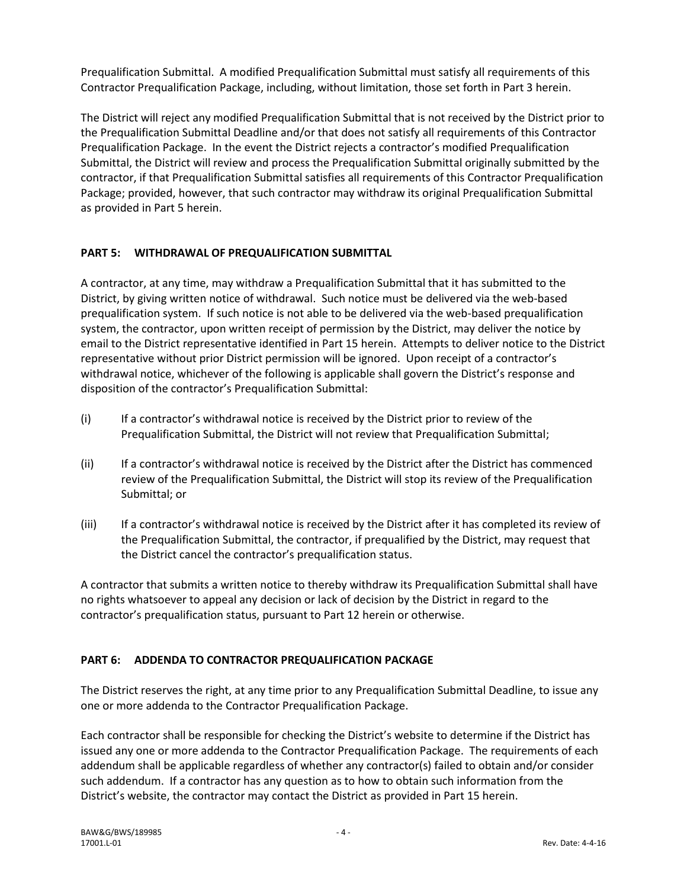Prequalification Submittal. A modified Prequalification Submittal must satisfy all requirements of this Contractor Prequalification Package, including, without limitation, those set forth in Part 3 herein.

The District will reject any modified Prequalification Submittal that is not received by the District prior to the Prequalification Submittal Deadline and/or that does not satisfy all requirements of this Contractor Prequalification Package. In the event the District rejects a contractor's modified Prequalification Submittal, the District will review and process the Prequalification Submittal originally submitted by the contractor, if that Prequalification Submittal satisfies all requirements of this Contractor Prequalification Package; provided, however, that such contractor may withdraw its original Prequalification Submittal as provided in Part 5 herein.

## PART 5: WITHDRAWAL OF PREQUALIFICATION SUBMITTAL

A contractor, at any time, may withdraw a Prequalification Submittal that it has submitted to the District, by giving written notice of withdrawal. Such notice must be delivered via the web-based prequalification system. If such notice is not able to be delivered via the web-based prequalification system, the contractor, upon written receipt of permission by the District, may deliver the notice by email to the District representative identified in Part 15 herein. Attempts to deliver notice to the District representative without prior District permission will be ignored. Upon receipt of a contractor's withdrawal notice, whichever of the following is applicable shall govern the District's response and disposition of the contractor's Prequalification Submittal:

(i) If a contractor's withdrawal notice is received by the District prior to review of the Prequalification Submittal, the District will not review that Prequalification Submittal;

(ii) If a contractor's withdrawal notice is received by the District after the District has commenced review of the Prequalification Submittal, the District will stop its review of the Prequalification Submittal; or

(iii) If a contractor's withdrawal notice is received by the District after it has completed its review of the Prequalification Submittal, the contractor, if prequalified by the District, may request that the District cancel the contractor's prequalification status.

A contractor that submits a written notice to thereby withdraw its Prequalification Submittal shall have no rights whatsoever to appeal any decision or lack of decision by the District in regard to the contractor's prequalification status, pursuant to Part 12 herein or otherwise.

## PART 6: ADDENDA TO CONTRACTOR PREQUALIFICATION PACKAGE

The District reserves the right, at any time prior to any Prequalification Submittal Deadline, to issue any one or more addenda to the Contractor Prequalification Package.

Each contractor shall be responsible for checking the District's website to determine if the District has issued any one or more addenda to the Contractor Prequalification Package. The requirements of each addendum shall be applicable regardless of whether any contractor(s) failed to obtain and/or consider such addendum. If a contractor has any question as to how to obtain such information from the District's website, the contractor may contact the District as provided in Part 15 herein.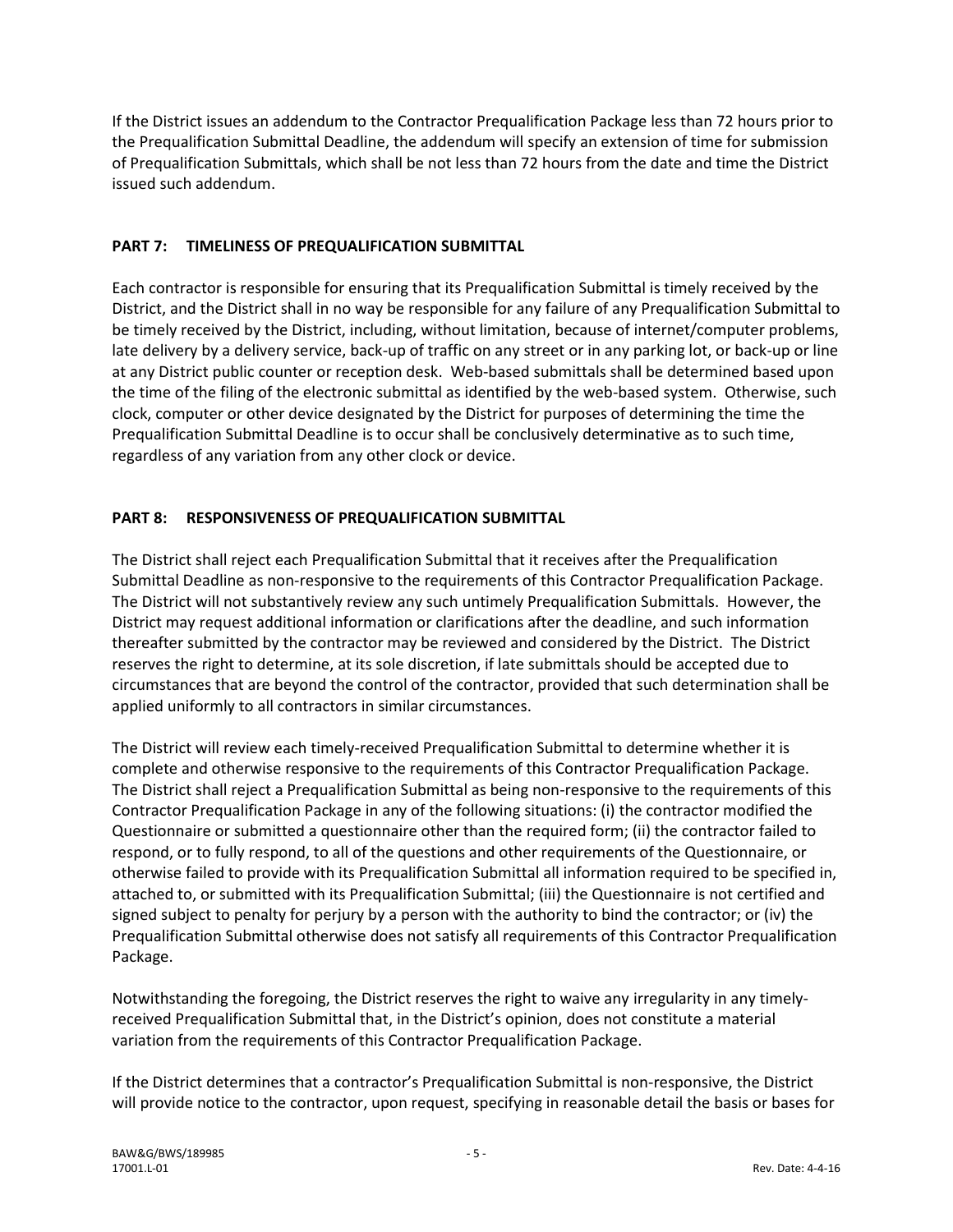If the District issues an addendum to the Contractor Prequalification Package less than 72 hours prior to the Prequalification Submittal Deadline, the addendum will specify an extension of time for submission of Prequalification Submittals, which shall be not less than 72 hours from the date and time the District issued such addendum.

## PART 7: TIMELINESS OF PREQUALIFICATION SUBMITTAL

Each contractor is responsible for ensuring that its Prequalification Submittal is timely received by the District, and the District shall in no way be responsible for any failure of any Prequalification Submittal to be timely received by the District, including, without limitation, because of internet/computer problems, late delivery by a delivery service, back-up of traffic on any street or in any parking lot, or back-up or line at any District public counter or reception desk. Web-based submittals shall be determined based upon the time of the filing of the electronic submittal as identified by the web-based system. Otherwise, such clock, computer or other device designated by the District for purposes of determining the time the Prequalification Submittal Deadline is to occur shall be conclusively determinative as to such time, regardless of any variation from any other clock or device.

## PART 8: RESPONSIVENESS OF PREQUALIFICATION SUBMITTAL

The District shall reject each Prequalification Submittal that it receives after the Prequalification Submittal Deadline as non-responsive to the requirements of this Contractor Prequalification Package. The District will not substantively review any such untimely Prequalification Submittals. However, the District may request additional information or clarifications after the deadline, and such information thereafter submitted by the contractor may be reviewed and considered by the District. The District reserves the right to determine, at its sole discretion, if late submittals should be accepted due to circumstances that are beyond the control of the contractor, provided that such determination shall be applied uniformly to all contractors in similar circumstances.

The District will review each timely-received Prequalification Submittal to determine whether it is complete and otherwise responsive to the requirements of this Contractor Prequalification Package. The District shall reject a Prequalification Submittal as being non-responsive to the requirements of this Contractor Prequalification Package in any of the following situations: (i) the contractor modified the Questionnaire or submitted a questionnaire other than the required form; (ii) the contractor failed to respond, or to fully respond, to all of the questions and other requirements of the Questionnaire, or otherwise failed to provide with its Prequalification Submittal all information required to be specified in, attached to, or submitted with its Prequalification Submittal; (iii) the Questionnaire is not certified and signed subject to penalty for perjury by a person with the authority to bind the contractor; or (iv) the Prequalification Submittal otherwise does not satisfy all requirements of this Contractor Prequalification Package.

Notwithstanding the foregoing, the District reserves the right to waive any irregularity in any timely-received Prequalification Submittal that, in the District's opinion, does not constitute a material variation from the requirements of this Contractor Prequalification Package.

If the District determines that a contractor's Prequalification Submittal is non-responsive, the District will provide notice to the contractor, upon request, specifying in reasonable detail the basis or bases for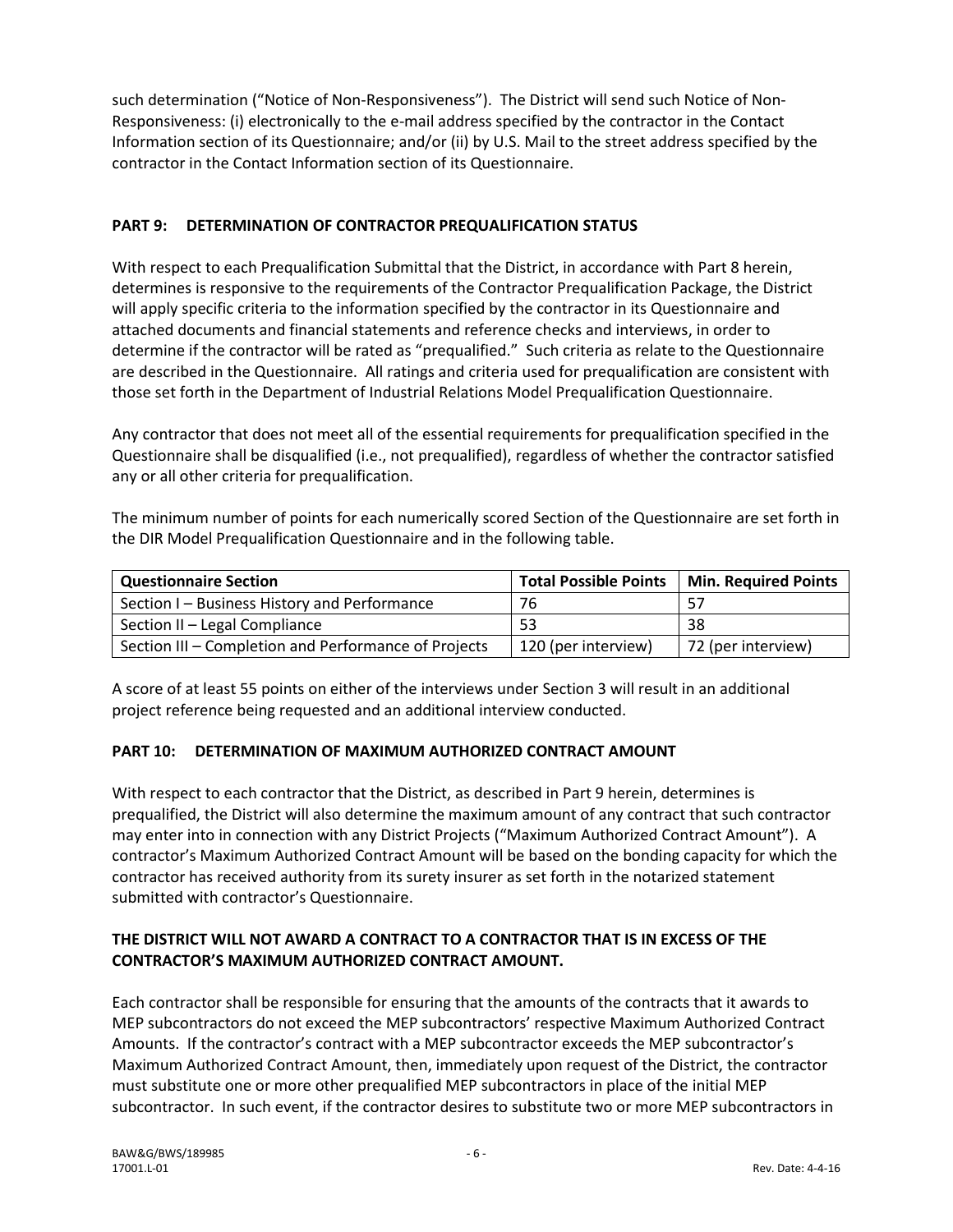such determination ("Notice of Non-Responsiveness"). The District will send such Notice of Non-Responsiveness: (i) electronically to the e-mail address specified by the contractor in the Contact Information section of its Questionnaire; and/or (ii) by U.S. Mail to the street address specified by the contractor in the Contact Information section of its Questionnaire.

## PART 9: DETERMINATION OF CONTRACTOR PREQUALIFICATION STATUS

With respect to each Prequalification Submittal that the District, in accordance with Part 8 herein, determines is responsive to the requirements of the Contractor Prequalification Package, the District will apply specific criteria to the information specified by the contractor in its Questionnaire and attached documents and financial statements and reference checks and interviews, in order to determine if the contractor will be rated as "prequalified." Such criteria as relate to the Questionnaire are described in the Questionnaire. All ratings and criteria used for prequalification are consistent with those set forth in the Department of Industrial Relations Model Prequalification Questionnaire.

Any contractor that does not meet all of the essential requirements for prequalification specified in the Questionnaire shall be disqualified (i.e., not prequalified), regardless of whether the contractor satisfied any or all other criteria for prequalification.

The minimum number of points for each numerically scored Section of the Questionnaire are set forth in the DIR Model Prequalification Questionnaire and in the following table.

| Questionnaire Section | Total Possible Points | Min. Required Points |
|---|---|---|
| Section I – Business History and Performance | 76 | 57 |
| Section II – Legal Compliance | 53 | 38 |
| Section III – Completion and Performance of Projects | 120 (per interview) | 72 (per interview) |

A score of at least 55 points on either of the interviews under Section 3 will result in an additional project reference being requested and an additional interview conducted.

## PART 10: DETERMINATION OF MAXIMUM AUTHORIZED CONTRACT AMOUNT

With respect to each contractor that the District, as described in Part 9 herein, determines is prequalified, the District will also determine the maximum amount of any contract that such contractor may enter into in connection with any District Projects ("Maximum Authorized Contract Amount"). A contractor's Maximum Authorized Contract Amount will be based on the bonding capacity for which the contractor has received authority from its surety insurer as set forth in the notarized statement submitted with contractor's Questionnaire.

**THE DISTRICT WILL NOT AWARD A CONTRACT TO A CONTRACTOR THAT IS IN EXCESS OF THE CONTRACTOR'S MAXIMUM AUTHORIZED CONTRACT AMOUNT.**

Each contractor shall be responsible for ensuring that the amounts of the contracts that it awards to MEP subcontractors do not exceed the MEP subcontractors' respective Maximum Authorized Contract Amounts. If the contractor's contract with a MEP subcontractor exceeds the MEP subcontractor's Maximum Authorized Contract Amount, then, immediately upon request of the District, the contractor must substitute one or more other prequalified MEP subcontractors in place of the initial MEP subcontractor. In such event, if the contractor desires to substitute two or more MEP subcontractors in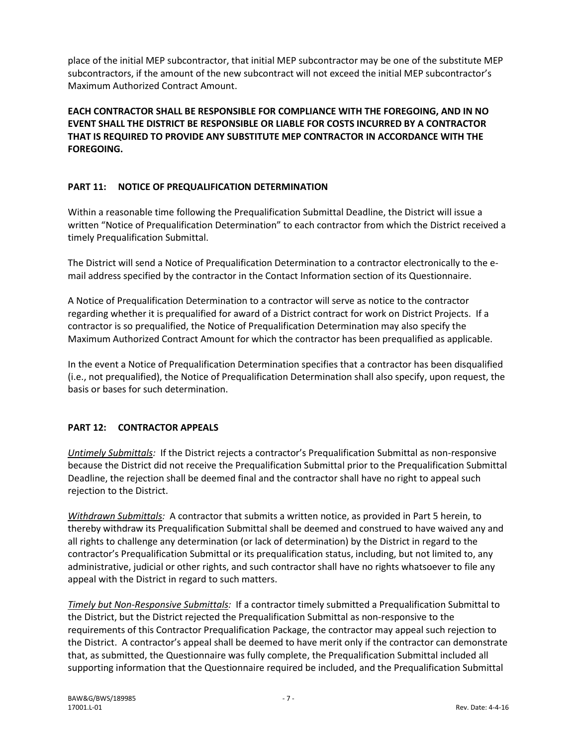place of the initial MEP subcontractor, that initial MEP subcontractor may be one of the substitute MEP subcontractors, if the amount of the new subcontract will not exceed the initial MEP subcontractor's Maximum Authorized Contract Amount.

**EACH CONTRACTOR SHALL BE RESPONSIBLE FOR COMPLIANCE WITH THE FOREGOING, AND IN NO EVENT SHALL THE DISTRICT BE RESPONSIBLE OR LIABLE FOR COSTS INCURRED BY A CONTRACTOR THAT IS REQUIRED TO PROVIDE ANY SUBSTITUTE MEP CONTRACTOR IN ACCORDANCE WITH THE FOREGOING.**

## PART 11: NOTICE OF PREQUALIFICATION DETERMINATION

Within a reasonable time following the Prequalification Submittal Deadline, the District will issue a written "Notice of Prequalification Determination" to each contractor from which the District received a timely Prequalification Submittal.

The District will send a Notice of Prequalification Determination to a contractor electronically to the e-mail address specified by the contractor in the Contact Information section of its Questionnaire.

A Notice of Prequalification Determination to a contractor will serve as notice to the contractor regarding whether it is prequalified for award of a District contract for work on District Projects. If a contractor is so prequalified, the Notice of Prequalification Determination may also specify the Maximum Authorized Contract Amount for which the contractor has been prequalified as applicable.

In the event a Notice of Prequalification Determination specifies that a contractor has been disqualified (i.e., not prequalified), the Notice of Prequalification Determination shall also specify, upon request, the basis or bases for such determination.

## PART 12: CONTRACTOR APPEALS

*Untimely Submittals:* If the District rejects a contractor's Prequalification Submittal as non-responsive because the District did not receive the Prequalification Submittal prior to the Prequalification Submittal Deadline, the rejection shall be deemed final and the contractor shall have no right to appeal such rejection to the District.

*Withdrawn Submittals:* A contractor that submits a written notice, as provided in Part 5 herein, to thereby withdraw its Prequalification Submittal shall be deemed and construed to have waived any and all rights to challenge any determination (or lack of determination) by the District in regard to the contractor's Prequalification Submittal or its prequalification status, including, but not limited to, any administrative, judicial or other rights, and such contractor shall have no rights whatsoever to file any appeal with the District in regard to such matters.

*Timely but Non-Responsive Submittals:* If a contractor timely submitted a Prequalification Submittal to the District, but the District rejected the Prequalification Submittal as non-responsive to the requirements of this Contractor Prequalification Package, the contractor may appeal such rejection to the District. A contractor's appeal shall be deemed to have merit only if the contractor can demonstrate that, as submitted, the Questionnaire was fully complete, the Prequalification Submittal included all supporting information that the Questionnaire required be included, and the Prequalification Submittal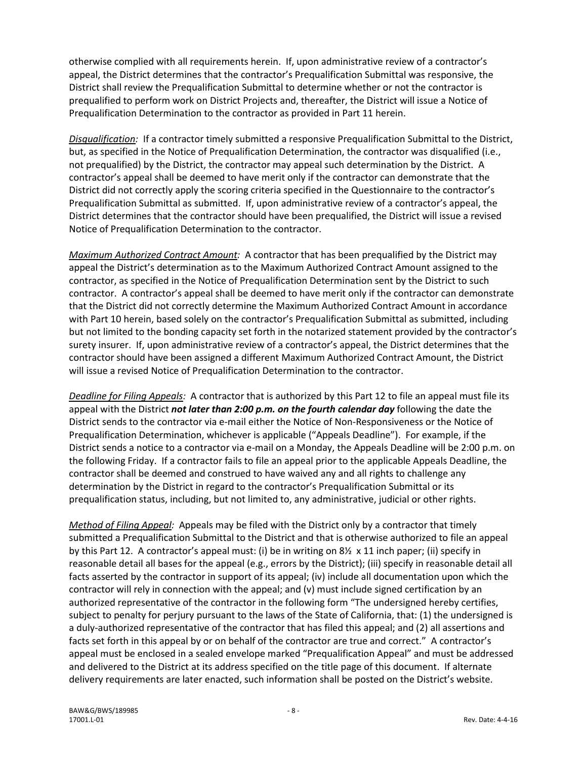otherwise complied with all requirements herein. If, upon administrative review of a contractor's appeal, the District determines that the contractor's Prequalification Submittal was responsive, the District shall review the Prequalification Submittal to determine whether or not the contractor is prequalified to perform work on District Projects and, thereafter, the District will issue a Notice of Prequalification Determination to the contractor as provided in Part 11 herein.

*Disqualification:* If a contractor timely submitted a responsive Prequalification Submittal to the District, but, as specified in the Notice of Prequalification Determination, the contractor was disqualified (i.e., not prequalified) by the District, the contractor may appeal such determination by the District. A contractor's appeal shall be deemed to have merit only if the contractor can demonstrate that the District did not correctly apply the scoring criteria specified in the Questionnaire to the contractor's Prequalification Submittal as submitted. If, upon administrative review of a contractor's appeal, the District determines that the contractor should have been prequalified, the District will issue a revised Notice of Prequalification Determination to the contractor.

*Maximum Authorized Contract Amount:* A contractor that has been prequalified by the District may appeal the District's determination as to the Maximum Authorized Contract Amount assigned to the contractor, as specified in the Notice of Prequalification Determination sent by the District to such contractor. A contractor's appeal shall be deemed to have merit only if the contractor can demonstrate that the District did not correctly determine the Maximum Authorized Contract Amount in accordance with Part 10 herein, based solely on the contractor's Prequalification Submittal as submitted, including but not limited to the bonding capacity set forth in the notarized statement provided by the contractor's surety insurer. If, upon administrative review of a contractor's appeal, the District determines that the contractor should have been assigned a different Maximum Authorized Contract Amount, the District will issue a revised Notice of Prequalification Determination to the contractor.

*Deadline for Filing Appeals:* A contractor that is authorized by this Part 12 to file an appeal must file its appeal with the District ***not later than 2:00 p.m. on the fourth calendar day*** following the date the District sends to the contractor via e-mail either the Notice of Non-Responsiveness or the Notice of Prequalification Determination, whichever is applicable ("Appeals Deadline"). For example, if the District sends a notice to a contractor via e-mail on a Monday, the Appeals Deadline will be 2:00 p.m. on the following Friday. If a contractor fails to file an appeal prior to the applicable Appeals Deadline, the contractor shall be deemed and construed to have waived any and all rights to challenge any determination by the District in regard to the contractor's Prequalification Submittal or its prequalification status, including, but not limited to, any administrative, judicial or other rights.

*Method of Filing Appeal:* Appeals may be filed with the District only by a contractor that timely submitted a Prequalification Submittal to the District and that is otherwise authorized to file an appeal by this Part 12. A contractor's appeal must: (i) be in writing on 8½ x 11 inch paper; (ii) specify in reasonable detail all bases for the appeal (e.g., errors by the District); (iii) specify in reasonable detail all facts asserted by the contractor in support of its appeal; (iv) include all documentation upon which the contractor will rely in connection with the appeal; and (v) must include signed certification by an authorized representative of the contractor in the following form "The undersigned hereby certifies, subject to penalty for perjury pursuant to the laws of the State of California, that: (1) the undersigned is a duly-authorized representative of the contractor that has filed this appeal; and (2) all assertions and facts set forth in this appeal by or on behalf of the contractor are true and correct." A contractor's appeal must be enclosed in a sealed envelope marked "Prequalification Appeal" and must be addressed and delivered to the District at its address specified on the title page of this document. If alternate delivery requirements are later enacted, such information shall be posted on the District's website.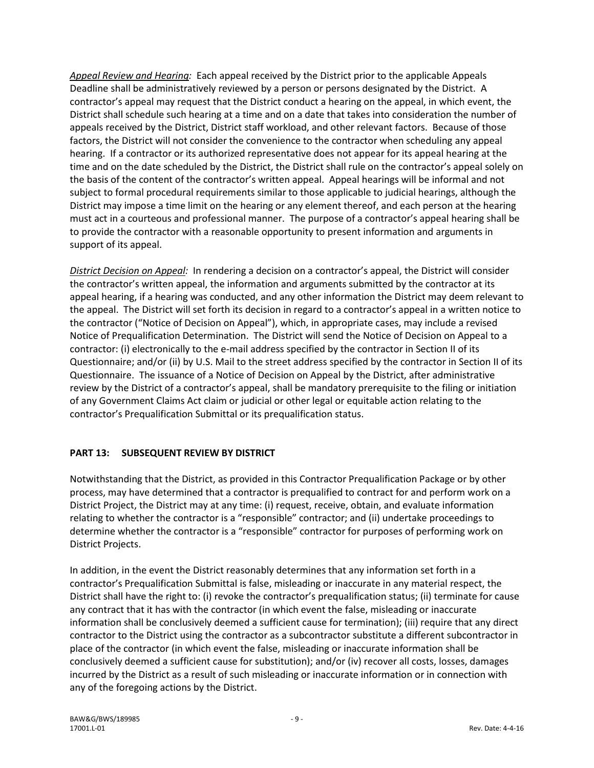*Appeal Review and Hearing:* Each appeal received by the District prior to the applicable Appeals Deadline shall be administratively reviewed by a person or persons designated by the District. A contractor's appeal may request that the District conduct a hearing on the appeal, in which event, the District shall schedule such hearing at a time and on a date that takes into consideration the number of appeals received by the District, District staff workload, and other relevant factors. Because of those factors, the District will not consider the convenience to the contractor when scheduling any appeal hearing. If a contractor or its authorized representative does not appear for its appeal hearing at the time and on the date scheduled by the District, the District shall rule on the contractor's appeal solely on the basis of the content of the contractor's written appeal. Appeal hearings will be informal and not subject to formal procedural requirements similar to those applicable to judicial hearings, although the District may impose a time limit on the hearing or any element thereof, and each person at the hearing must act in a courteous and professional manner. The purpose of a contractor's appeal hearing shall be to provide the contractor with a reasonable opportunity to present information and arguments in support of its appeal.

*District Decision on Appeal:* In rendering a decision on a contractor's appeal, the District will consider the contractor's written appeal, the information and arguments submitted by the contractor at its appeal hearing, if a hearing was conducted, and any other information the District may deem relevant to the appeal. The District will set forth its decision in regard to a contractor's appeal in a written notice to the contractor ("Notice of Decision on Appeal"), which, in appropriate cases, may include a revised Notice of Prequalification Determination. The District will send the Notice of Decision on Appeal to a contractor: (i) electronically to the e-mail address specified by the contractor in Section II of its Questionnaire; and/or (ii) by U.S. Mail to the street address specified by the contractor in Section II of its Questionnaire. The issuance of a Notice of Decision on Appeal by the District, after administrative review by the District of a contractor's appeal, shall be mandatory prerequisite to the filing or initiation of any Government Claims Act claim or judicial or other legal or equitable action relating to the contractor's Prequalification Submittal or its prequalification status.

## PART 13: SUBSEQUENT REVIEW BY DISTRICT

Notwithstanding that the District, as provided in this Contractor Prequalification Package or by other process, may have determined that a contractor is prequalified to contract for and perform work on a District Project, the District may at any time: (i) request, receive, obtain, and evaluate information relating to whether the contractor is a "responsible" contractor; and (ii) undertake proceedings to determine whether the contractor is a "responsible" contractor for purposes of performing work on District Projects.

In addition, in the event the District reasonably determines that any information set forth in a contractor's Prequalification Submittal is false, misleading or inaccurate in any material respect, the District shall have the right to: (i) revoke the contractor's prequalification status; (ii) terminate for cause any contract that it has with the contractor (in which event the false, misleading or inaccurate information shall be conclusively deemed a sufficient cause for termination); (iii) require that any direct contractor to the District using the contractor as a subcontractor substitute a different subcontractor in place of the contractor (in which event the false, misleading or inaccurate information shall be conclusively deemed a sufficient cause for substitution); and/or (iv) recover all costs, losses, damages incurred by the District as a result of such misleading or inaccurate information or in connection with any of the foregoing actions by the District.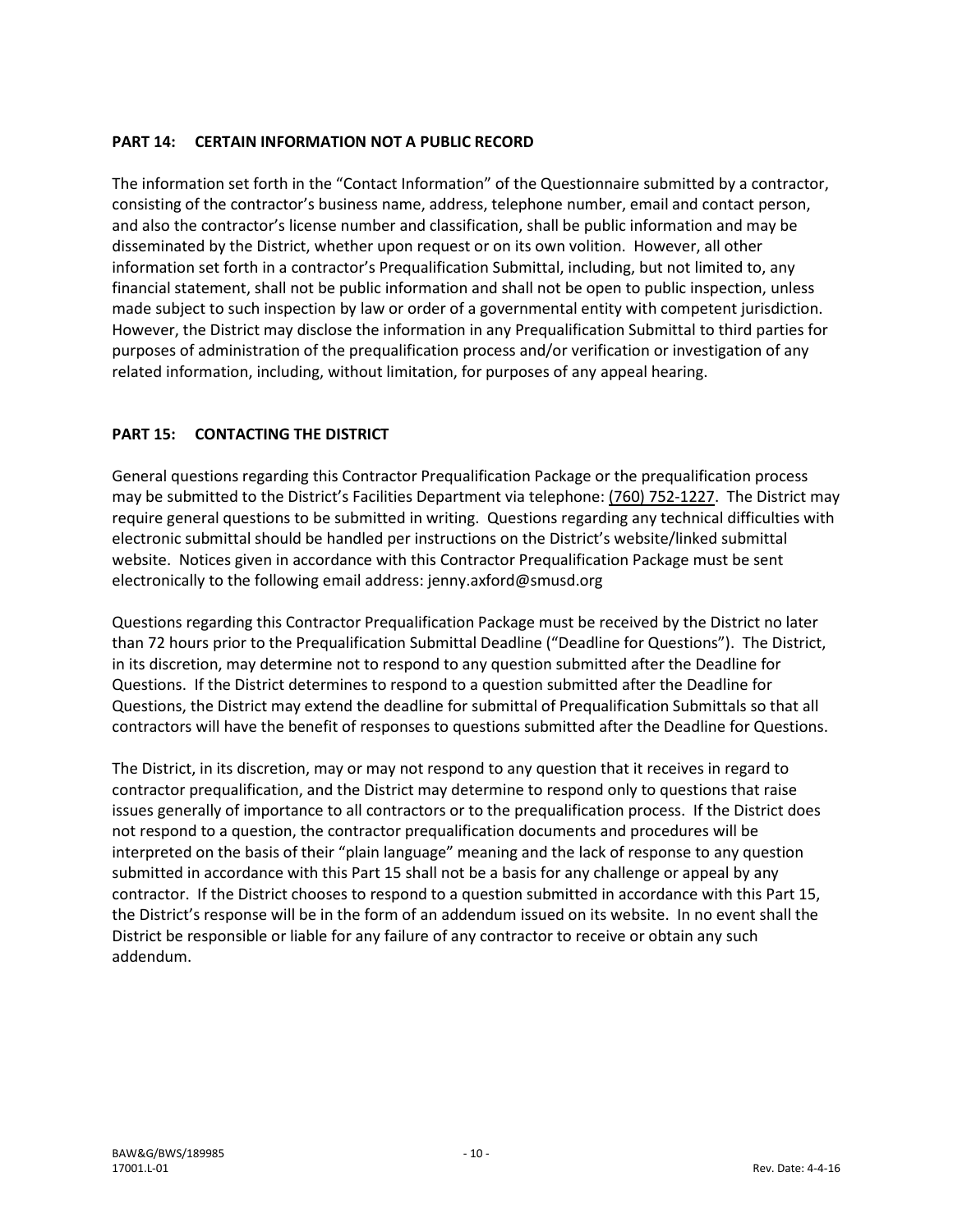## PART 14: CERTAIN INFORMATION NOT A PUBLIC RECORD

The information set forth in the "Contact Information" of the Questionnaire submitted by a contractor, consisting of the contractor's business name, address, telephone number, email and contact person, and also the contractor's license number and classification, shall be public information and may be disseminated by the District, whether upon request or on its own volition. However, all other information set forth in a contractor's Prequalification Submittal, including, but not limited to, any financial statement, shall not be public information and shall not be open to public inspection, unless made subject to such inspection by law or order of a governmental entity with competent jurisdiction. However, the District may disclose the information in any Prequalification Submittal to third parties for purposes of administration of the prequalification process and/or verification or investigation of any related information, including, without limitation, for purposes of any appeal hearing.

## PART 15: CONTACTING THE DISTRICT

General questions regarding this Contractor Prequalification Package or the prequalification process may be submitted to the District's Facilities Department via telephone: (760) 752-1227. The District may require general questions to be submitted in writing. Questions regarding any technical difficulties with electronic submittal should be handled per instructions on the District's website/linked submittal website. Notices given in accordance with this Contractor Prequalification Package must be sent electronically to the following email address: jenny.axford@smusd.org

Questions regarding this Contractor Prequalification Package must be received by the District no later than 72 hours prior to the Prequalification Submittal Deadline ("Deadline for Questions"). The District, in its discretion, may determine not to respond to any question submitted after the Deadline for Questions. If the District determines to respond to a question submitted after the Deadline for Questions, the District may extend the deadline for submittal of Prequalification Submittals so that all contractors will have the benefit of responses to questions submitted after the Deadline for Questions.

The District, in its discretion, may or may not respond to any question that it receives in regard to contractor prequalification, and the District may determine to respond only to questions that raise issues generally of importance to all contractors or to the prequalification process. If the District does not respond to a question, the contractor prequalification documents and procedures will be interpreted on the basis of their "plain language" meaning and the lack of response to any question submitted in accordance with this Part 15 shall not be a basis for any challenge or appeal by any contractor. If the District chooses to respond to a question submitted in accordance with this Part 15, the District's response will be in the form of an addendum issued on its website. In no event shall the District be responsible or liable for any failure of any contractor to receive or obtain any such addendum.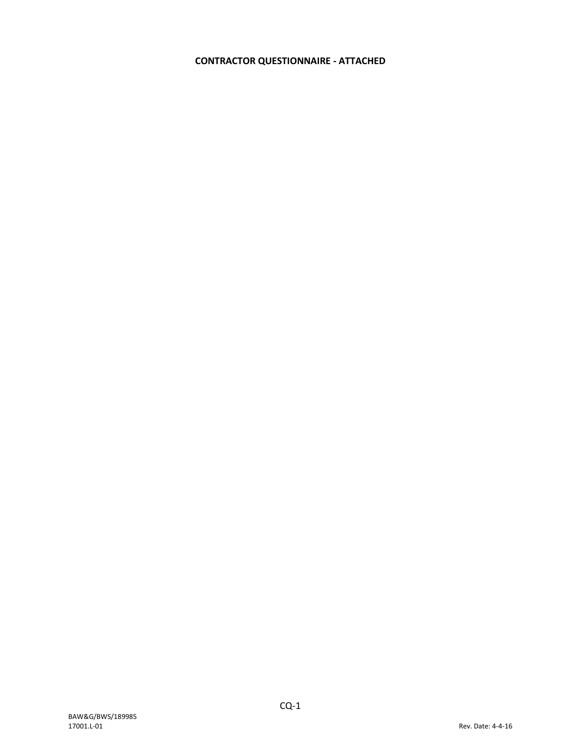**CONTRACTOR QUESTIONNAIRE - ATTACHED**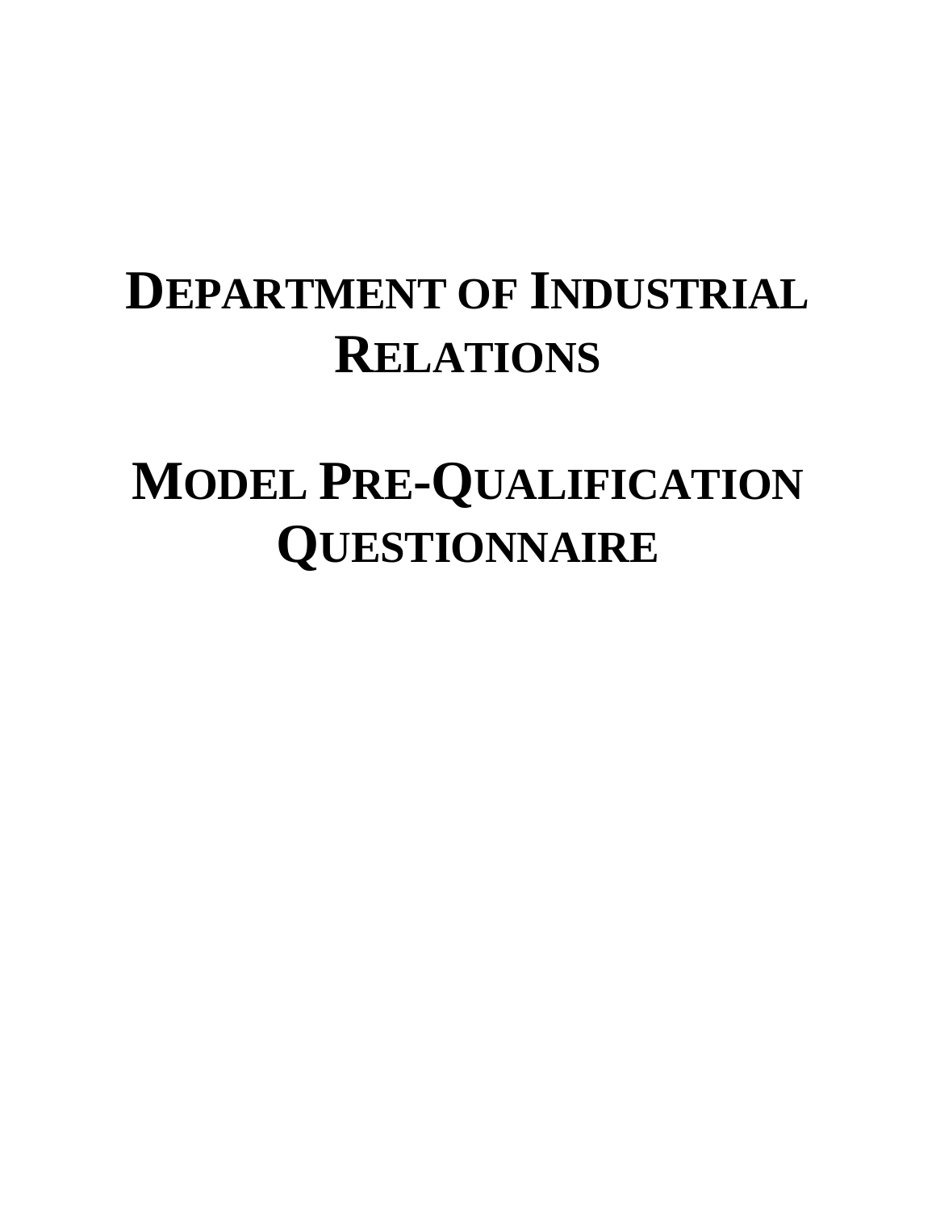# DEPARTMENT OF INDUSTRIAL RELATIONS

# MODEL PRE-QUALIFICATION QUESTIONNAIRE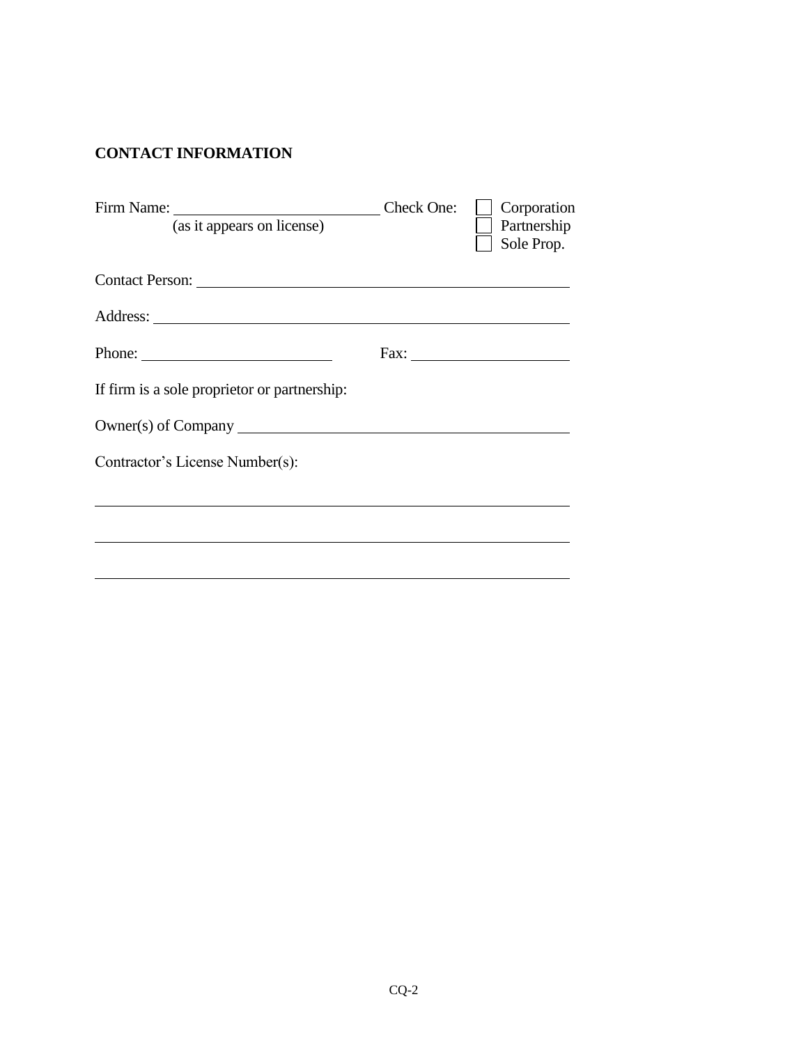**CONTACT INFORMATION**

Firm Name: ______________________________ Check One: ☐ Corporation
(as it appears on license) ☐ Partnership
☐ Sole Prop.

Contact Person: ____________________________________________________

Address: __________________________________________________________

Phone: ___________________________ Fax: _______________________

If firm is a sole proprietor or partnership:

Owner(s) of Company ________________________________________________

Contractor's License Number(s):

_________________________________________________________________

_________________________________________________________________

_________________________________________________________________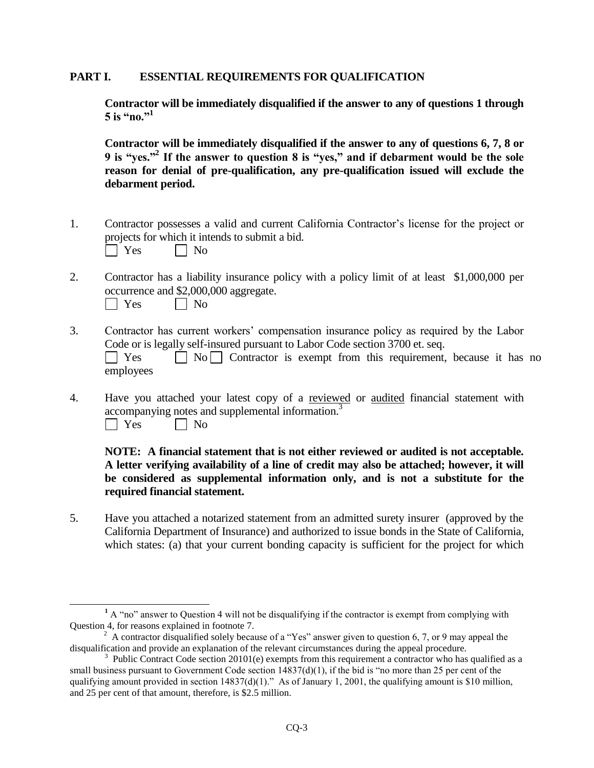## PART I. ESSENTIAL REQUIREMENTS FOR QUALIFICATION

**Contractor will be immediately disqualified if the answer to any of questions 1 through 5 is "no."[1]**

**Contractor will be immediately disqualified if the answer to any of questions 6, 7, 8 or 9 is "yes."[2] If the answer to question 8 is "yes," and if debarment would be the sole reason for denial of pre-qualification, any pre-qualification issued will exclude the debarment period.**

1. Contractor possesses a valid and current California Contractor's license for the project or projects for which it intends to submit a bid.

   ☐ Yes ☐ No

2. Contractor has a liability insurance policy with a policy limit of at least $1,000,000 per occurrence and $2,000,000 aggregate.

   ☐ Yes ☐ No

3. Contractor has current workers' compensation insurance policy as required by the Labor Code or is legally self-insured pursuant to Labor Code section 3700 et. seq.

   ☐ Yes ☐ No ☐ Contractor is exempt from this requirement, because it has no employees

4. Have you attached your latest copy of a <u>reviewed</u> or <u>audited</u> financial statement with accompanying notes and supplemental information.[3]

   ☐ Yes ☐ No

   **NOTE: A financial statement that is not either reviewed or audited is not acceptable. A letter verifying availability of a line of credit may also be attached; however, it will be considered as supplemental information only, and is not a substitute for the required financial statement.**

5. Have you attached a notarized statement from an admitted surety insurer (approved by the California Department of Insurance) and authorized to issue bonds in the State of California, which states: (a) that your current bonding capacity is sufficient for the project for which

---

[1] A "no" answer to Question 4 will not be disqualifying if the contractor is exempt from complying with Question 4, for reasons explained in footnote 7.

[2] A contractor disqualified solely because of a "Yes" answer given to question 6, 7, or 9 may appeal the disqualification and provide an explanation of the relevant circumstances during the appeal procedure.

[3] Public Contract Code section 20101(e) exempts from this requirement a contractor who has qualified as a small business pursuant to Government Code section 14837(d)(1), if the bid is "no more than 25 per cent of the qualifying amount provided in section 14837(d)(1)." As of January 1, 2001, the qualifying amount is $10 million, and 25 per cent of that amount, therefore, is $2.5 million.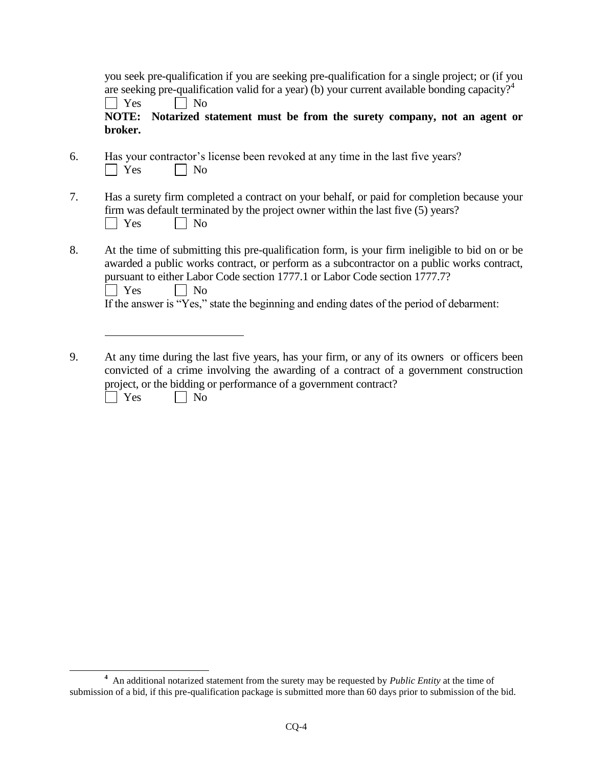you seek pre-qualification if you are seeking pre-qualification for a single project; or (if you are seeking pre-qualification valid for a year) (b) your current available bonding capacity?[4]

☐ Yes ☐ No

**NOTE: Notarized statement must be from the surety company, not an agent or broker.**

6. Has your contractor's license been revoked at any time in the last five years?

   ☐ Yes ☐ No

7. Has a surety firm completed a contract on your behalf, or paid for completion because your firm was default terminated by the project owner within the last five (5) years?

   ☐ Yes ☐ No

8. At the time of submitting this pre-qualification form, is your firm ineligible to bid on or be awarded a public works contract, or perform as a subcontractor on a public works contract, pursuant to either Labor Code section 1777.1 or Labor Code section 1777.7?

   ☐ Yes ☐ No

   If the answer is "Yes," state the beginning and ending dates of the period of debarment:

   \_\_\_\_\_\_\_\_\_\_\_\_\_\_\_\_\_\_\_\_\_\_\_\_\_\_\_\_

9. At any time during the last five years, has your firm, or any of its owners or officers been convicted of a crime involving the awarding of a contract of a government construction project, or the bidding or performance of a government contract?

   ☐ Yes ☐ No

---

[4] An additional notarized statement from the surety may be requested by *Public Entity* at the time of submission of a bid, if this pre-qualification package is submitted more than 60 days prior to submission of the bid.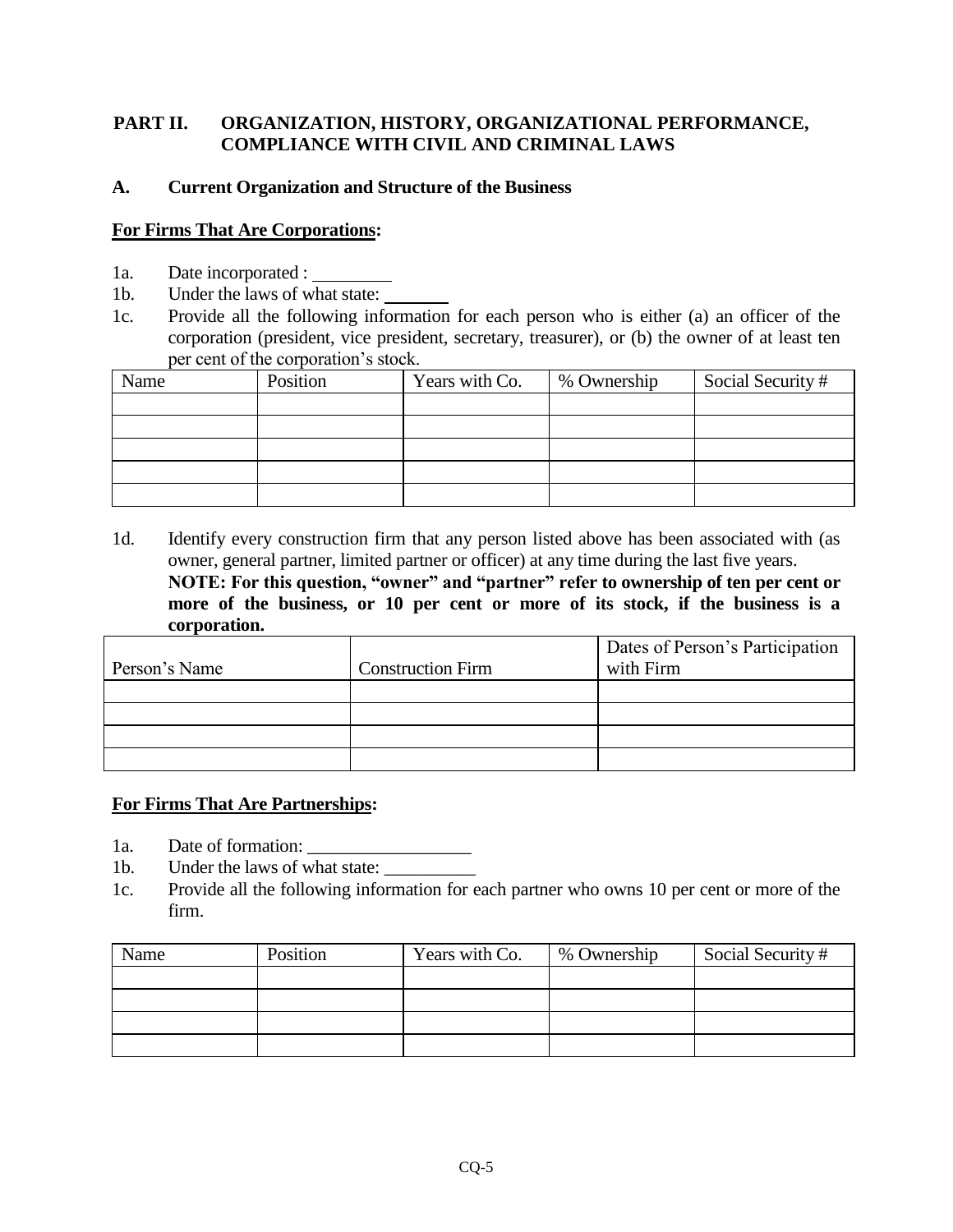## PART II. ORGANIZATION, HISTORY, ORGANIZATIONAL PERFORMANCE, COMPLIANCE WITH CIVIL AND CRIMINAL LAWS

### A. Current Organization and Structure of the Business

**For Firms That Are Corporations:**

1a. Date incorporated : __________

1b. Under the laws of what state: ________

1c. Provide all the following information for each person who is either (a) an officer of the corporation (president, vice president, secretary, treasurer), or (b) the owner of at least ten per cent of the corporation's stock.

| Name | Position | Years with Co. | % Ownership | Social Security # |
|---|---|---|---|---|
| | | | | |
| | | | | |
| | | | | |
| | | | | |
| | | | | |

1d. Identify every construction firm that any person listed above has been associated with (as owner, general partner, limited partner or officer) at any time during the last five years. **NOTE: For this question, "owner" and "partner" refer to ownership of ten per cent or more of the business, or 10 per cent or more of its stock, if the business is a corporation.**

| Person's Name | Construction Firm | Dates of Person's Participation with Firm |
|---|---|---|
| | | |
| | | |
| | | |
| | | |

**For Firms That Are Partnerships:**

1a. Date of formation: __________________

1b. Under the laws of what state: __________

1c. Provide all the following information for each partner who owns 10 per cent or more of the firm.

| Name | Position | Years with Co. | % Ownership | Social Security # |
|---|---|---|---|---|
| | | | | |
| | | | | |
| | | | | |
| | | | | |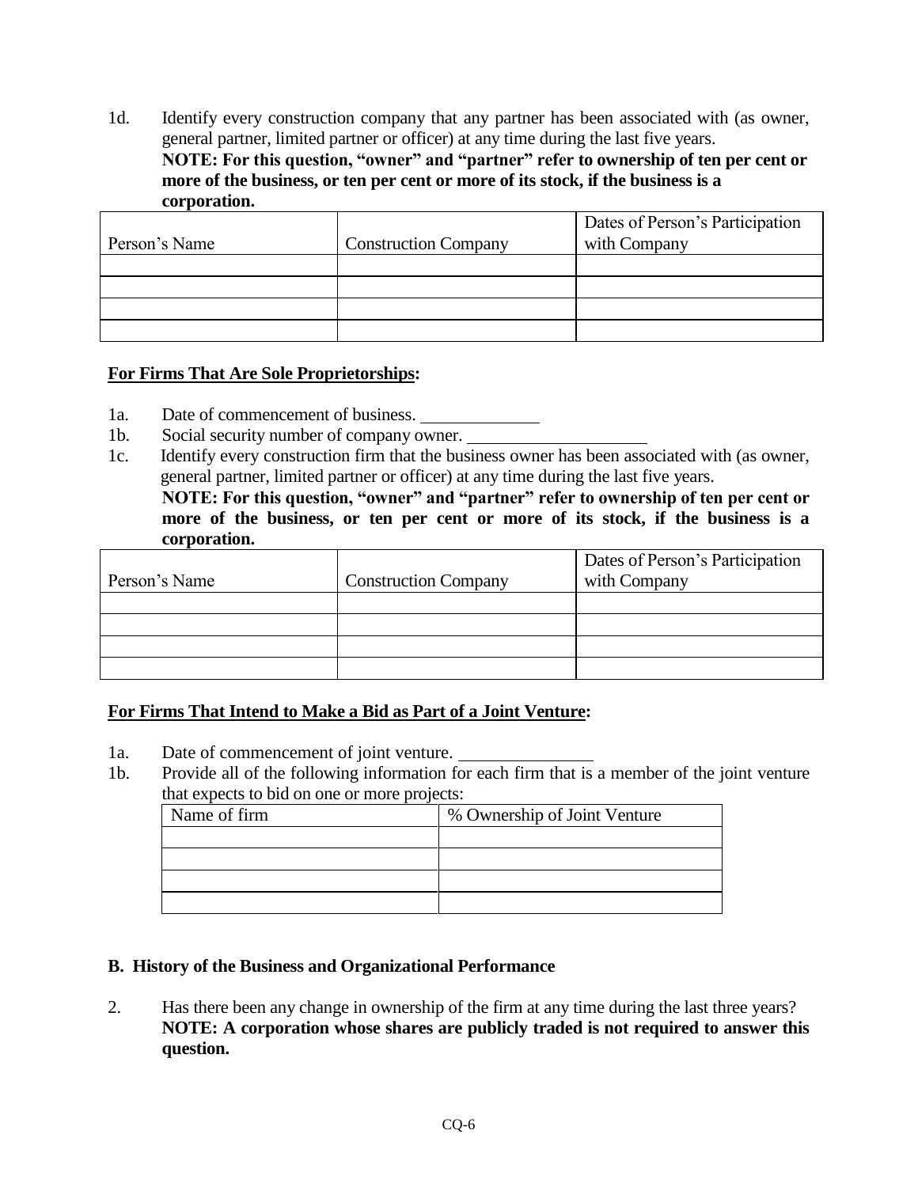1d. Identify every construction company that any partner has been associated with (as owner, general partner, limited partner or officer) at any time during the last five years.
**NOTE: For this question, "owner" and "partner" refer to ownership of ten per cent or more of the business, or ten per cent or more of its stock, if the business is a corporation.**

| Person's Name | Construction Company | Dates of Person's Participation with Company |
|---|---|---|
| | | |
| | | |
| | | |
| | | |

**<u>For Firms That Are Sole Proprietorships</u>:**

1a. Date of commencement of business. ____________

1b. Social security number of company owner. ____________________

1c. Identify every construction firm that the business owner has been associated with (as owner, general partner, limited partner or officer) at any time during the last five years.
**NOTE: For this question, "owner" and "partner" refer to ownership of ten per cent or more of the business, or ten per cent or more of its stock, if the business is a corporation.**

| Person's Name | Construction Company | Dates of Person's Participation with Company |
|---|---|---|
| | | |
| | | |
| | | |
| | | |

**<u>For Firms That Intend to Make a Bid as Part of a Joint Venture</u>:**

1a. Date of commencement of joint venture. ______________

1b. Provide all of the following information for each firm that is a member of the joint venture that expects to bid on one or more projects:

| Name of firm | % Ownership of Joint Venture |
|---|---|
| | |
| | |
| | |
| | |

## B. History of the Business and Organizational Performance

2. Has there been any change in ownership of the firm at any time during the last three years?
**NOTE: A corporation whose shares are publicly traded is not required to answer this question.**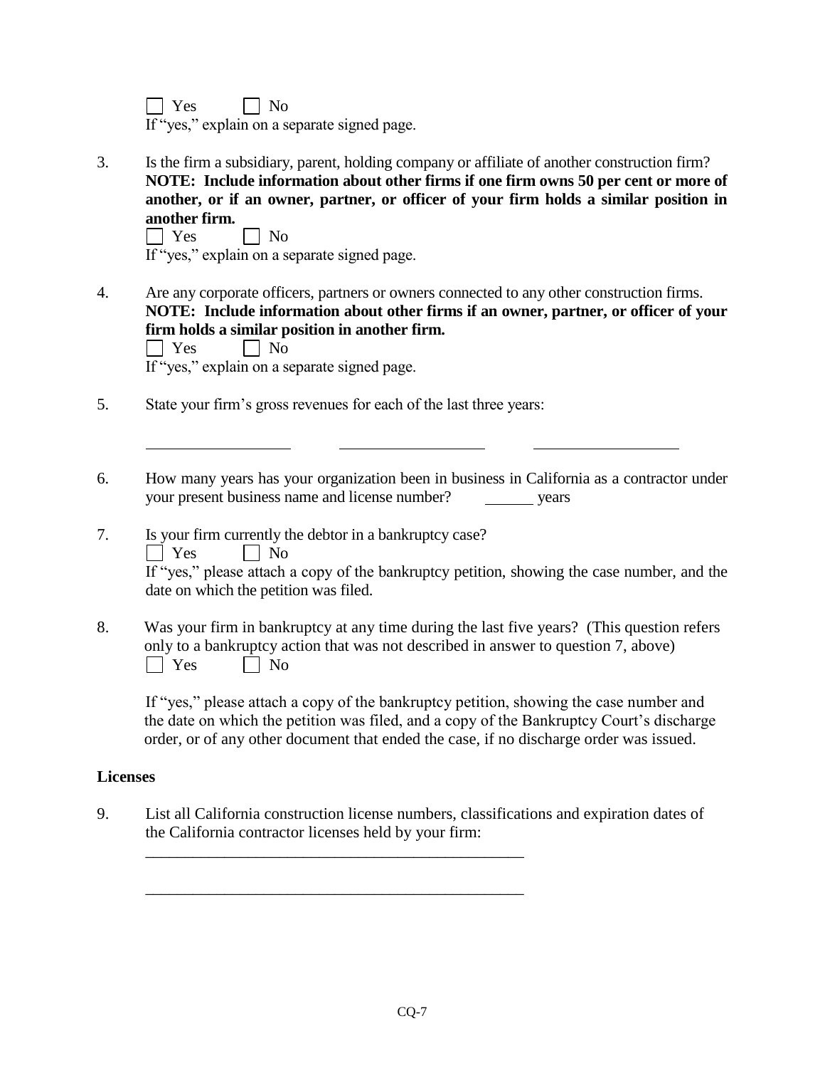☐ Yes ☐ No

If "yes," explain on a separate signed page.

3. Is the firm a subsidiary, parent, holding company or affiliate of another construction firm? **NOTE: Include information about other firms if one firm owns 50 per cent or more of another, or if an owner, partner, or officer of your firm holds a similar position in another firm.**

   ☐ Yes ☐ No

   If "yes," explain on a separate signed page.

4. Are any corporate officers, partners or owners connected to any other construction firms. **NOTE: Include information about other firms if an owner, partner, or officer of your firm holds a similar position in another firm.**

   ☐ Yes ☐ No

   If "yes," explain on a separate signed page.

5. State your firm's gross revenues for each of the last three years:

   ____________ ____________ ____________

6. How many years has your organization been in business in California as a contractor under your present business name and license number? ______ years

7. Is your firm currently the debtor in a bankruptcy case?

   ☐ Yes ☐ No

   If "yes," please attach a copy of the bankruptcy petition, showing the case number, and the date on which the petition was filed.

8. Was your firm in bankruptcy at any time during the last five years? (This question refers only to a bankruptcy action that was not described in answer to question 7, above)

   ☐ Yes ☐ No

   If "yes," please attach a copy of the bankruptcy petition, showing the case number and the date on which the petition was filed, and a copy of the Bankruptcy Court's discharge order, or of any other document that ended the case, if no discharge order was issued.

**Licenses**

9. List all California construction license numbers, classifications and expiration dates of the California contractor licenses held by your firm:

   _______________________________________________

   _______________________________________________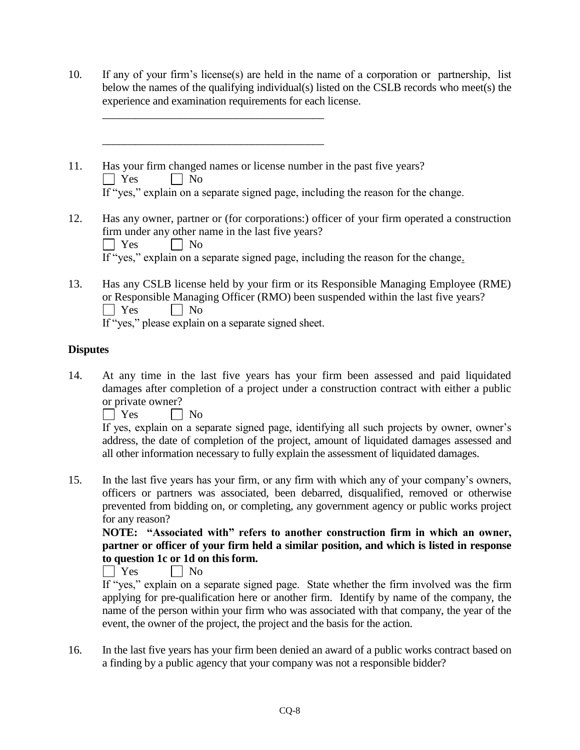10. If any of your firm's license(s) are held in the name of a corporation or partnership, list below the names of the qualifying individual(s) listed on the CSLB records who meet(s) the experience and examination requirements for each license.

    \_\_\_\_\_\_\_\_\_\_\_\_\_\_\_\_\_\_\_\_\_\_\_\_\_\_\_\_\_\_\_\_\_\_\_\_\_\_\_\_

    \_\_\_\_\_\_\_\_\_\_\_\_\_\_\_\_\_\_\_\_\_\_\_\_\_\_\_\_\_\_\_\_\_\_\_\_\_\_\_\_

11. Has your firm changed names or license number in the past five years?

    ☐ Yes ☐ No

    If "yes," explain on a separate signed page, including the reason for the change.

12. Has any owner, partner or (for corporations:) officer of your firm operated a construction firm under any other name in the last five years?

    ☐ Yes ☐ No

    If "yes," explain on a separate signed page, including the reason for the change.

13. Has any CSLB license held by your firm or its Responsible Managing Employee (RME) or Responsible Managing Officer (RMO) been suspended within the last five years?

    ☐ Yes ☐ No

    If "yes," please explain on a separate signed sheet.

**Disputes**

14. At any time in the last five years has your firm been assessed and paid liquidated damages after completion of a project under a construction contract with either a public or private owner?

    ☐ Yes ☐ No

    If yes, explain on a separate signed page, identifying all such projects by owner, owner's address, the date of completion of the project, amount of liquidated damages assessed and all other information necessary to fully explain the assessment of liquidated damages.

15. In the last five years has your firm, or any firm with which any of your company's owners, officers or partners was associated, been debarred, disqualified, removed or otherwise prevented from bidding on, or completing, any government agency or public works project for any reason?

    **NOTE: "Associated with" refers to another construction firm in which an owner, partner or officer of your firm held a similar position, and which is listed in response to question 1c or 1d on this form.**

    ☐ Yes ☐ No

    If "yes," explain on a separate signed page. State whether the firm involved was the firm applying for pre-qualification here or another firm. Identify by name of the company, the name of the person within your firm who was associated with that company, the year of the event, the owner of the project, the project and the basis for the action.

16. In the last five years has your firm been denied an award of a public works contract based on a finding by a public agency that your company was not a responsible bidder?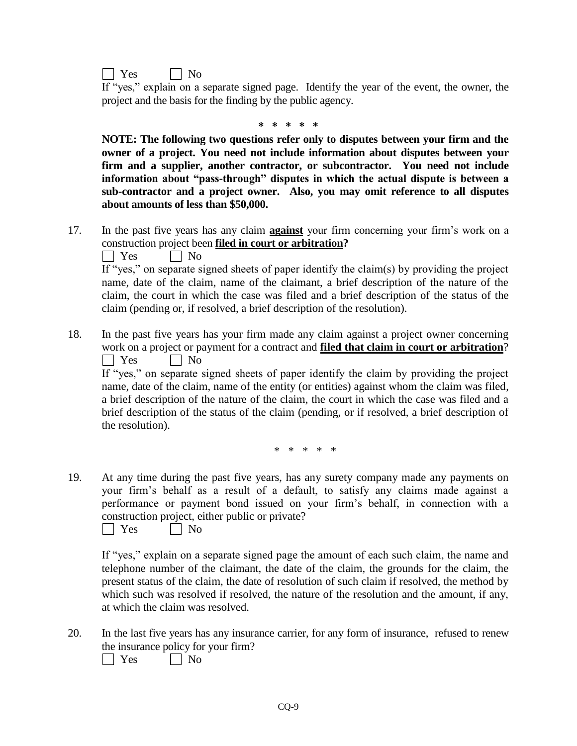☐ Yes ☐ No

If "yes," explain on a separate signed page. Identify the year of the event, the owner, the project and the basis for the finding by the public agency.

**\* \* \* \* \***

**NOTE: The following two questions refer only to disputes between your firm and the owner of a project. You need not include information about disputes between your firm and a supplier, another contractor, or subcontractor. You need not include information about "pass-through" disputes in which the actual dispute is between a sub-contractor and a project owner. Also, you may omit reference to all disputes about amounts of less than $50,000.**

17. In the past five years has any claim **<u>against</u>** your firm concerning your firm's work on a construction project been **<u>filed in court or arbitration</u>?**

    ☐ Yes ☐ No

    If "yes," on separate signed sheets of paper identify the claim(s) by providing the project name, date of the claim, name of the claimant, a brief description of the nature of the claim, the court in which the case was filed and a brief description of the status of the claim (pending or, if resolved, a brief description of the resolution).

18. In the past five years has your firm made any claim against a project owner concerning work on a project or payment for a contract and **<u>filed that claim in court or arbitration</u>**?

    ☐ Yes ☐ No

    If "yes," on separate signed sheets of paper identify the claim by providing the project name, date of the claim, name of the entity (or entities) against whom the claim was filed, a brief description of the nature of the claim, the court in which the case was filed and a brief description of the status of the claim (pending, or if resolved, a brief description of the resolution).

\* \* \* \* \*

19. At any time during the past five years, has any surety company made any payments on your firm's behalf as a result of a default, to satisfy any claims made against a performance or payment bond issued on your firm's behalf, in connection with a construction project, either public or private?

    ☐ Yes ☐ No

    If "yes," explain on a separate signed page the amount of each such claim, the name and telephone number of the claimant, the date of the claim, the grounds for the claim, the present status of the claim, the date of resolution of such claim if resolved, the method by which such was resolved if resolved, the nature of the resolution and the amount, if any, at which the claim was resolved.

20. In the last five years has any insurance carrier, for any form of insurance, refused to renew the insurance policy for your firm?

    ☐ Yes ☐ No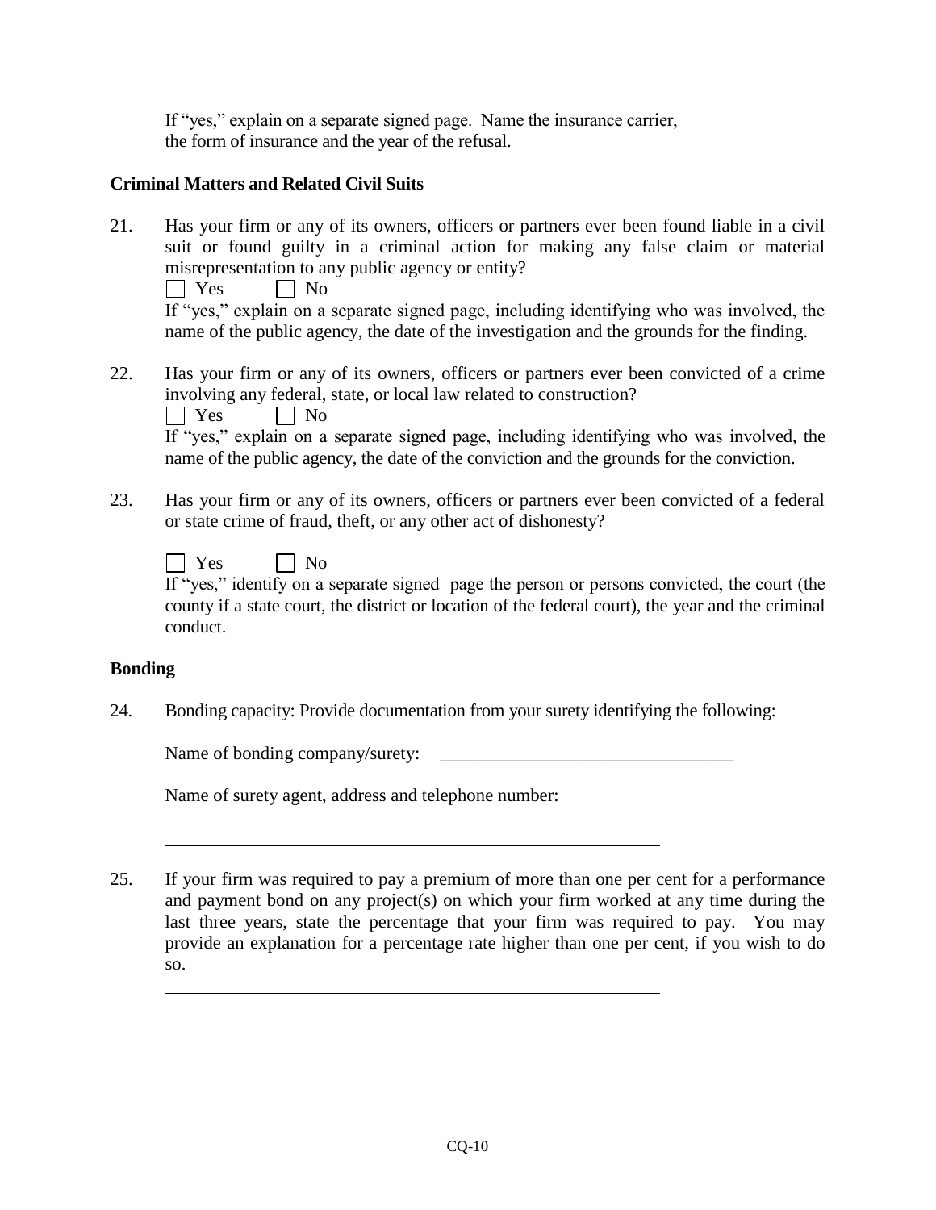If "yes," explain on a separate signed page. Name the insurance carrier, the form of insurance and the year of the refusal.

**Criminal Matters and Related Civil Suits**

21. Has your firm or any of its owners, officers or partners ever been found liable in a civil suit or found guilty in a criminal action for making any false claim or material misrepresentation to any public agency or entity?

    ☐ Yes ☐ No

    If "yes," explain on a separate signed page, including identifying who was involved, the name of the public agency, the date of the investigation and the grounds for the finding.

22. Has your firm or any of its owners, officers or partners ever been convicted of a crime involving any federal, state, or local law related to construction?

    ☐ Yes ☐ No

    If "yes," explain on a separate signed page, including identifying who was involved, the name of the public agency, the date of the conviction and the grounds for the conviction.

23. Has your firm or any of its owners, officers or partners ever been convicted of a federal or state crime of fraud, theft, or any other act of dishonesty?

    ☐ Yes ☐ No

    If "yes," identify on a separate signed page the person or persons convicted, the court (the county if a state court, the district or location of the federal court), the year and the criminal conduct.

**Bonding**

24. Bonding capacity: Provide documentation from your surety identifying the following:

    Name of bonding company/surety: \_\_\_\_\_\_\_\_\_\_\_\_\_\_\_\_\_\_\_\_\_\_\_\_\_\_\_\_\_\_\_\_

    Name of surety agent, address and telephone number:

    \_\_\_\_\_\_\_\_\_\_\_\_\_\_\_\_\_\_\_\_\_\_\_\_\_\_\_\_\_\_\_\_\_\_\_\_\_\_\_\_\_\_\_\_\_\_\_\_\_\_\_\_\_\_

25. If your firm was required to pay a premium of more than one per cent for a performance and payment bond on any project(s) on which your firm worked at any time during the last three years, state the percentage that your firm was required to pay. You may provide an explanation for a percentage rate higher than one per cent, if you wish to do so.

    \_\_\_\_\_\_\_\_\_\_\_\_\_\_\_\_\_\_\_\_\_\_\_\_\_\_\_\_\_\_\_\_\_\_\_\_\_\_\_\_\_\_\_\_\_\_\_\_\_\_\_\_\_\_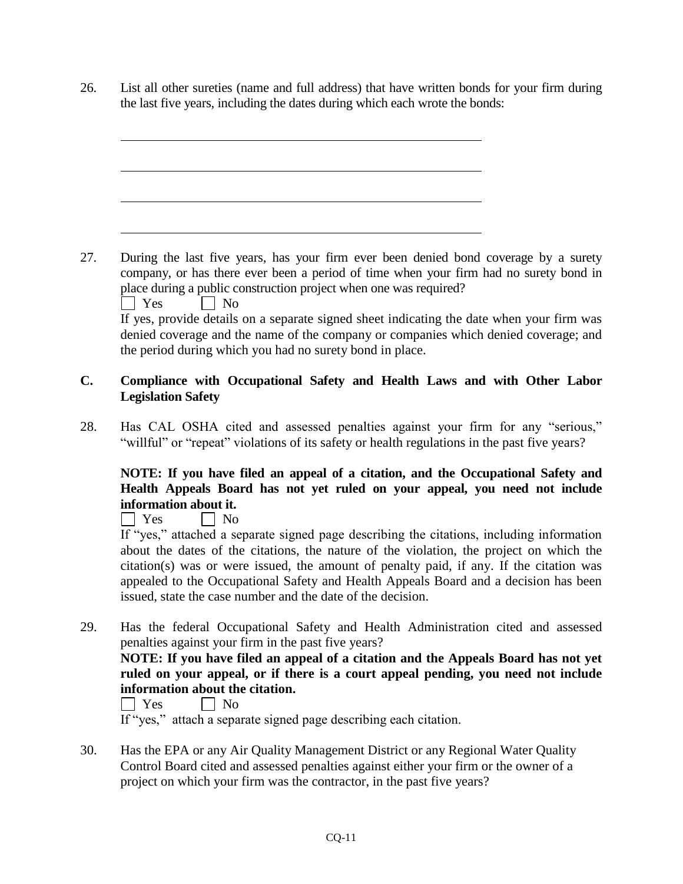26. List all other sureties (name and full address) that have written bonds for your firm during the last five years, including the dates during which each wrote the bonds:

\_\_\_\_\_\_\_\_\_\_\_\_\_\_\_\_\_\_\_\_\_\_\_\_\_\_\_\_\_\_\_\_\_\_\_\_\_\_\_\_\_\_\_\_\_\_\_\_

\_\_\_\_\_\_\_\_\_\_\_\_\_\_\_\_\_\_\_\_\_\_\_\_\_\_\_\_\_\_\_\_\_\_\_\_\_\_\_\_\_\_\_\_\_\_\_\_

\_\_\_\_\_\_\_\_\_\_\_\_\_\_\_\_\_\_\_\_\_\_\_\_\_\_\_\_\_\_\_\_\_\_\_\_\_\_\_\_\_\_\_\_\_\_\_\_

\_\_\_\_\_\_\_\_\_\_\_\_\_\_\_\_\_\_\_\_\_\_\_\_\_\_\_\_\_\_\_\_\_\_\_\_\_\_\_\_\_\_\_\_\_\_\_\_

27. During the last five years, has your firm ever been denied bond coverage by a surety company, or has there ever been a period of time when your firm had no surety bond in place during a public construction project when one was required?

☐ Yes ☐ No

If yes, provide details on a separate signed sheet indicating the date when your firm was denied coverage and the name of the company or companies which denied coverage; and the period during which you had no surety bond in place.

## C. Compliance with Occupational Safety and Health Laws and with Other Labor Legislation Safety

28. Has CAL OSHA cited and assessed penalties against your firm for any "serious," "willful" or "repeat" violations of its safety or health regulations in the past five years?

**NOTE: If you have filed an appeal of a citation, and the Occupational Safety and Health Appeals Board has not yet ruled on your appeal, you need not include information about it.**

☐ Yes ☐ No

If "yes," attached a separate signed page describing the citations, including information about the dates of the citations, the nature of the violation, the project on which the citation(s) was or were issued, the amount of penalty paid, if any. If the citation was appealed to the Occupational Safety and Health Appeals Board and a decision has been issued, state the case number and the date of the decision.

29. Has the federal Occupational Safety and Health Administration cited and assessed penalties against your firm in the past five years?

**NOTE: If you have filed an appeal of a citation and the Appeals Board has not yet ruled on your appeal, or if there is a court appeal pending, you need not include information about the citation.**

☐ Yes ☐ No

If "yes," attach a separate signed page describing each citation.

30. Has the EPA or any Air Quality Management District or any Regional Water Quality Control Board cited and assessed penalties against either your firm or the owner of a project on which your firm was the contractor, in the past five years?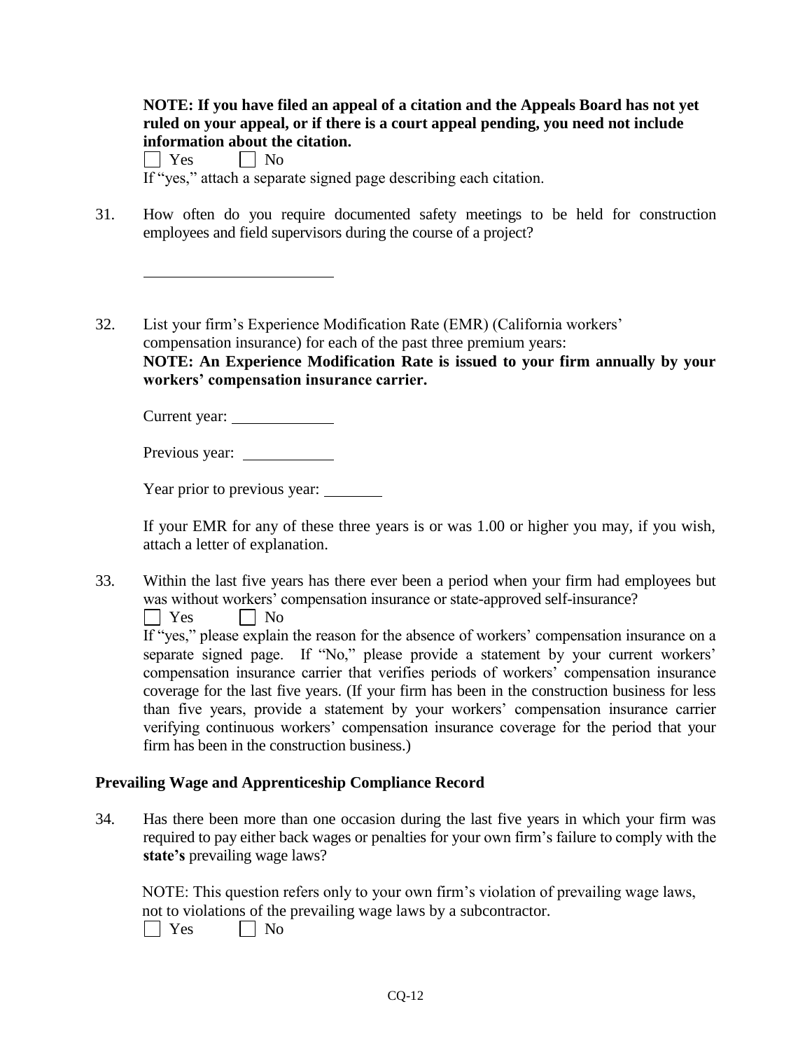**NOTE: If you have filed an appeal of a citation and the Appeals Board has not yet ruled on your appeal, or if there is a court appeal pending, you need not include information about the citation.**

☐ Yes ☐ No

If "yes," attach a separate signed page describing each citation.

31. How often do you require documented safety meetings to be held for construction employees and field supervisors during the course of a project?

    \_\_\_\_\_\_\_\_\_\_\_\_\_\_\_\_\_\_\_\_\_\_\_\_

32. List your firm's Experience Modification Rate (EMR) (California workers' compensation insurance) for each of the past three premium years:
    **NOTE: An Experience Modification Rate is issued to your firm annually by your workers' compensation insurance carrier.**

    Current year: \_\_\_\_\_\_\_\_\_\_\_\_

    Previous year: \_\_\_\_\_\_\_\_\_\_\_

    Year prior to previous year: \_\_\_\_\_\_\_

    If your EMR for any of these three years is or was 1.00 or higher you may, if you wish, attach a letter of explanation.

33. Within the last five years has there ever been a period when your firm had employees but was without workers' compensation insurance or state-approved self-insurance?

    ☐ Yes ☐ No

    If "yes," please explain the reason for the absence of workers' compensation insurance on a separate signed page. If "No," please provide a statement by your current workers' compensation insurance carrier that verifies periods of workers' compensation insurance coverage for the last five years. (If your firm has been in the construction business for less than five years, provide a statement by your workers' compensation insurance carrier verifying continuous workers' compensation insurance coverage for the period that your firm has been in the construction business.)

## Prevailing Wage and Apprenticeship Compliance Record

34. Has there been more than one occasion during the last five years in which your firm was required to pay either back wages or penalties for your own firm's failure to comply with the **state's** prevailing wage laws?

    NOTE: This question refers only to your own firm's violation of prevailing wage laws, not to violations of the prevailing wage laws by a subcontractor.

    ☐ Yes ☐ No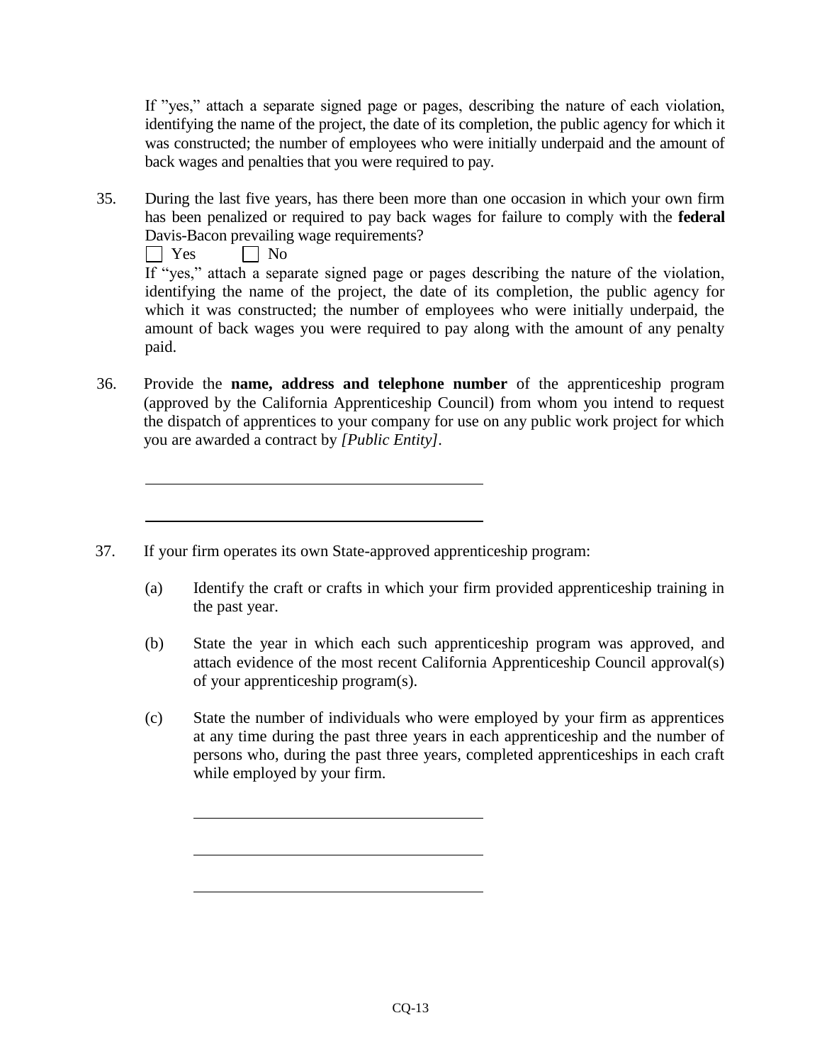If "yes," attach a separate signed page or pages, describing the nature of each violation, identifying the name of the project, the date of its completion, the public agency for which it was constructed; the number of employees who were initially underpaid and the amount of back wages and penalties that you were required to pay.

35. During the last five years, has there been more than one occasion in which your own firm has been penalized or required to pay back wages for failure to comply with the **federal** Davis-Bacon prevailing wage requirements?

☐ Yes ☐ No

If "yes," attach a separate signed page or pages describing the nature of the violation, identifying the name of the project, the date of its completion, the public agency for which it was constructed; the number of employees who were initially underpaid, the amount of back wages you were required to pay along with the amount of any penalty paid.

36. Provide the **name, address and telephone number** of the apprenticeship program (approved by the California Apprenticeship Council) from whom you intend to request the dispatch of apprentices to your company for use on any public work project for which you are awarded a contract by *[Public Entity]*.

\_\_\_\_\_\_\_\_\_\_\_\_\_\_\_\_\_\_\_\_\_\_\_\_\_\_\_\_\_\_\_\_\_\_\_\_\_\_\_\_

\_\_\_\_\_\_\_\_\_\_\_\_\_\_\_\_\_\_\_\_\_\_\_\_\_\_\_\_\_\_\_\_\_\_\_\_\_\_\_\_

37. If your firm operates its own State-approved apprenticeship program:

   (a) Identify the craft or crafts in which your firm provided apprenticeship training in the past year.

   (b) State the year in which each such apprenticeship program was approved, and attach evidence of the most recent California Apprenticeship Council approval(s) of your apprenticeship program(s).

   (c) State the number of individuals who were employed by your firm as apprentices at any time during the past three years in each apprenticeship and the number of persons who, during the past three years, completed apprenticeships in each craft while employed by your firm.

\_\_\_\_\_\_\_\_\_\_\_\_\_\_\_\_\_\_\_\_\_\_\_\_\_\_\_\_\_\_\_\_\_\_\_\_

\_\_\_\_\_\_\_\_\_\_\_\_\_\_\_\_\_\_\_\_\_\_\_\_\_\_\_\_\_\_\_\_\_\_\_\_

\_\_\_\_\_\_\_\_\_\_\_\_\_\_\_\_\_\_\_\_\_\_\_\_\_\_\_\_\_\_\_\_\_\_\_\_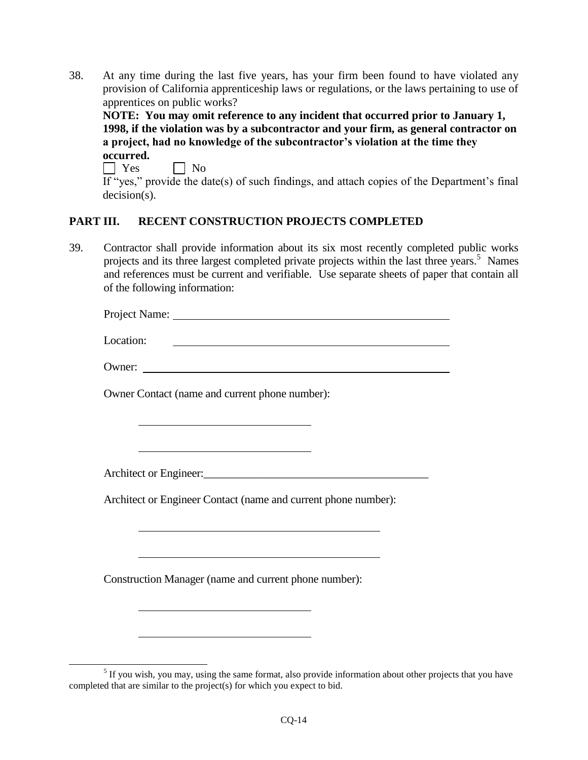38. At any time during the last five years, has your firm been found to have violated any provision of California apprenticeship laws or regulations, or the laws pertaining to use of apprentices on public works?

    **NOTE: You may omit reference to any incident that occurred prior to January 1, 1998, if the violation was by a subcontractor and your firm, as general contractor on a project, had no knowledge of the subcontractor's violation at the time they occurred.**

    ☐ Yes ☐ No

    If "yes," provide the date(s) of such findings, and attach copies of the Department's final decision(s).

## PART III. RECENT CONSTRUCTION PROJECTS COMPLETED

39. Contractor shall provide information about its six most recently completed public works projects and its three largest completed private projects within the last three years.[5] Names and references must be current and verifiable. Use separate sheets of paper that contain all of the following information:

    Project Name: ______________________________________________

    Location: ______________________________________________

    Owner: ______________________________________________

    Owner Contact (name and current phone number):

    ______________________________

    ______________________________

    Architect or Engineer: ________________________________________

    Architect or Engineer Contact (name and current phone number):

    ____________________________________________

    ____________________________________________

    Construction Manager (name and current phone number):

    ______________________________

    ______________________________

---

[5] If you wish, you may, using the same format, also provide information about other projects that you have completed that are similar to the project(s) for which you expect to bid.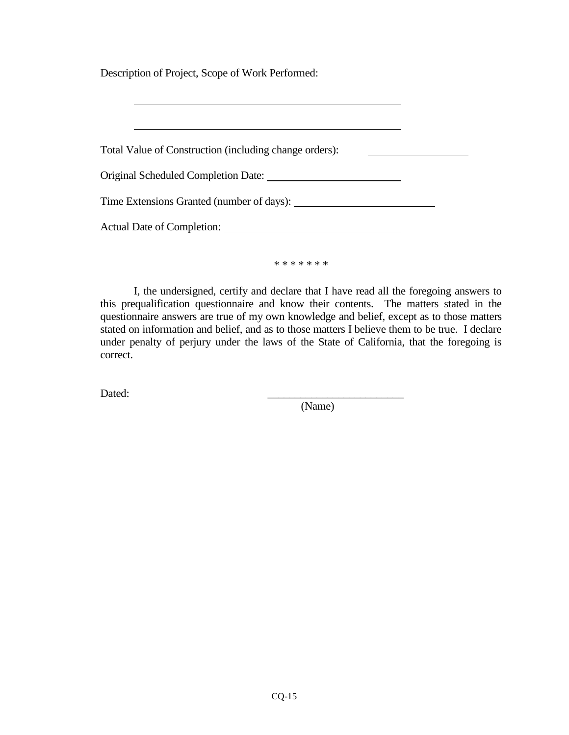Description of Project, Scope of Work Performed:

\_\_\_\_\_\_\_\_\_\_\_\_\_\_\_\_\_\_\_\_\_\_\_\_\_\_\_\_\_\_\_\_\_\_\_\_\_\_\_\_\_\_\_\_\_\_\_\_

\_\_\_\_\_\_\_\_\_\_\_\_\_\_\_\_\_\_\_\_\_\_\_\_\_\_\_\_\_\_\_\_\_\_\_\_\_\_\_\_\_\_\_\_\_\_\_\_

Total Value of Construction (including change orders): \_\_\_\_\_\_\_\_\_\_\_\_\_\_\_\_\_\_

Original Scheduled Completion Date: \_\_\_\_\_\_\_\_\_\_\_\_\_\_\_\_\_\_\_\_\_\_\_\_

Time Extensions Granted (number of days): \_\_\_\_\_\_\_\_\_\_\_\_\_\_\_\_\_\_\_\_\_\_\_\_

Actual Date of Completion: \_\_\_\_\_\_\_\_\_\_\_\_\_\_\_\_\_\_\_\_\_\_\_\_\_\_\_\_\_\_

\* \* \* \* \* \* \*

I, the undersigned, certify and declare that I have read all the foregoing answers to this prequalification questionnaire and know their contents. The matters stated in the questionnaire answers are true of my own knowledge and belief, except as to those matters stated on information and belief, and as to those matters I believe them to be true. I declare under penalty of perjury under the laws of the State of California, that the foregoing is correct.

Dated: \_\_\_\_\_\_\_\_\_\_\_\_\_\_\_\_\_\_\_\_\_\_\_\_\_
(Name)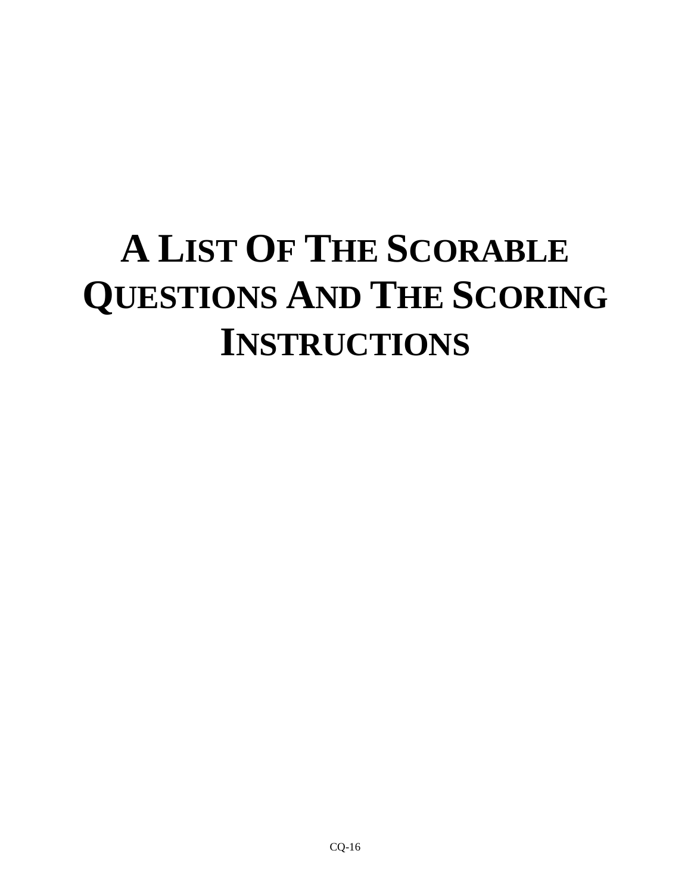# A List Of The Scorable Questions And The Scoring Instructions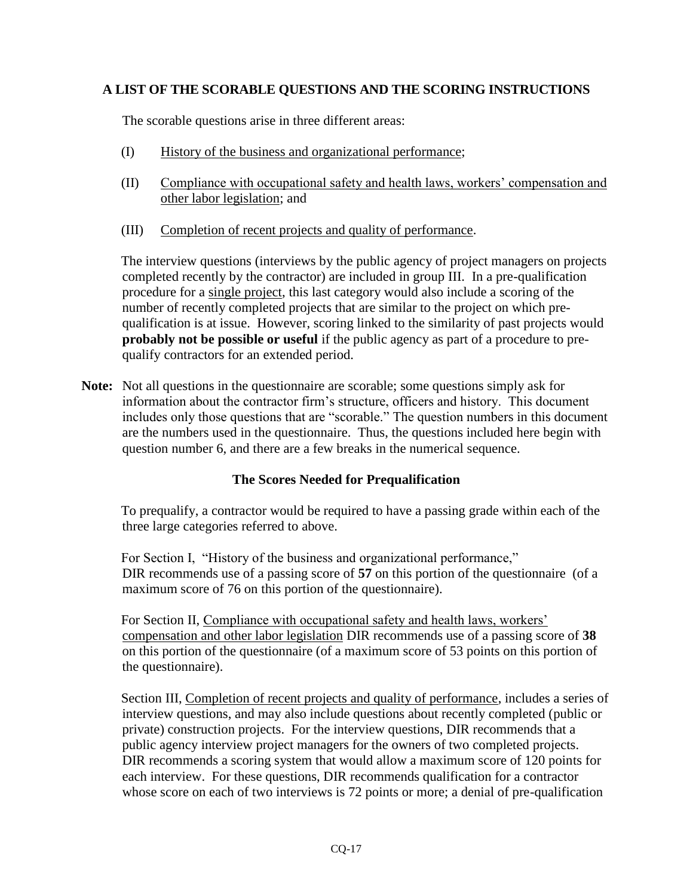## A LIST OF THE SCORABLE QUESTIONS AND THE SCORING INSTRUCTIONS

The scorable questions arise in three different areas:

(I) History of the business and organizational performance;

(II) Compliance with occupational safety and health laws, workers' compensation and other labor legislation; and

(III) Completion of recent projects and quality of performance.

The interview questions (interviews by the public agency of project managers on projects completed recently by the contractor) are included in group III. In a pre-qualification procedure for a single project, this last category would also include a scoring of the number of recently completed projects that are similar to the project on which pre-qualification is at issue. However, scoring linked to the similarity of past projects would **probably not be possible or useful** if the public agency as part of a procedure to pre-qualify contractors for an extended period.

**Note:** Not all questions in the questionnaire are scorable; some questions simply ask for information about the contractor firm's structure, officers and history. This document includes only those questions that are "scorable." The question numbers in this document are the numbers used in the questionnaire. Thus, the questions included here begin with question number 6, and there are a few breaks in the numerical sequence.

### The Scores Needed for Prequalification

To prequalify, a contractor would be required to have a passing grade within each of the three large categories referred to above.

For Section I, "History of the business and organizational performance," DIR recommends use of a passing score of **57** on this portion of the questionnaire (of a maximum score of 76 on this portion of the questionnaire).

For Section II, Compliance with occupational safety and health laws, workers' compensation and other labor legislation DIR recommends use of a passing score of **38** on this portion of the questionnaire (of a maximum score of 53 points on this portion of the questionnaire).

Section III, Completion of recent projects and quality of performance, includes a series of interview questions, and may also include questions about recently completed (public or private) construction projects. For the interview questions, DIR recommends that a public agency interview project managers for the owners of two completed projects. DIR recommends a scoring system that would allow a maximum score of 120 points for each interview. For these questions, DIR recommends qualification for a contractor whose score on each of two interviews is 72 points or more; a denial of pre-qualification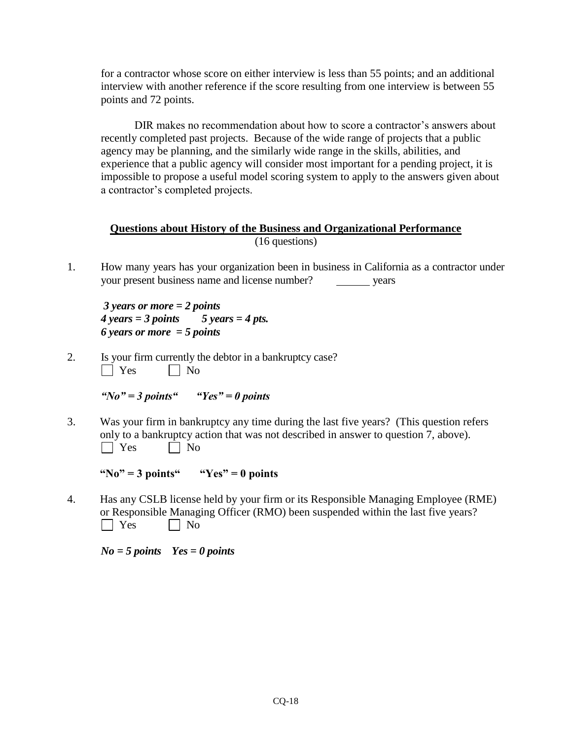for a contractor whose score on either interview is less than 55 points; and an additional interview with another reference if the score resulting from one interview is between 55 points and 72 points.

DIR makes no recommendation about how to score a contractor's answers about recently completed past projects. Because of the wide range of projects that a public agency may be planning, and the similarly wide range in the skills, abilities, and experience that a public agency will consider most important for a pending project, it is impossible to propose a useful model scoring system to apply to the answers given about a contractor's completed projects.

**<u>Questions about History of the Business and Organizational Performance</u>**
(16 questions)

1. How many years has your organization been in business in California as a contractor under your present business name and license number? ______ years

   ***3 years or more = 2 points***
   ***4 years = 3 points      5 years = 4 pts.***
   ***6 years or more = 5 points***

2. Is your firm currently the debtor in a bankruptcy case?
   ☐ Yes ☐ No

   ***"No" = 3 points"      "Yes" = 0 points***

3. Was your firm in bankruptcy any time during the last five years? (This question refers only to a bankruptcy action that was not described in answer to question 7, above).
   ☐ Yes ☐ No

   **"No" = 3 points"      "Yes" = 0 points**

4. Has any CSLB license held by your firm or its Responsible Managing Employee (RME) or Responsible Managing Officer (RMO) been suspended within the last five years?
   ☐ Yes ☐ No

   ***No = 5 points   Yes = 0 points***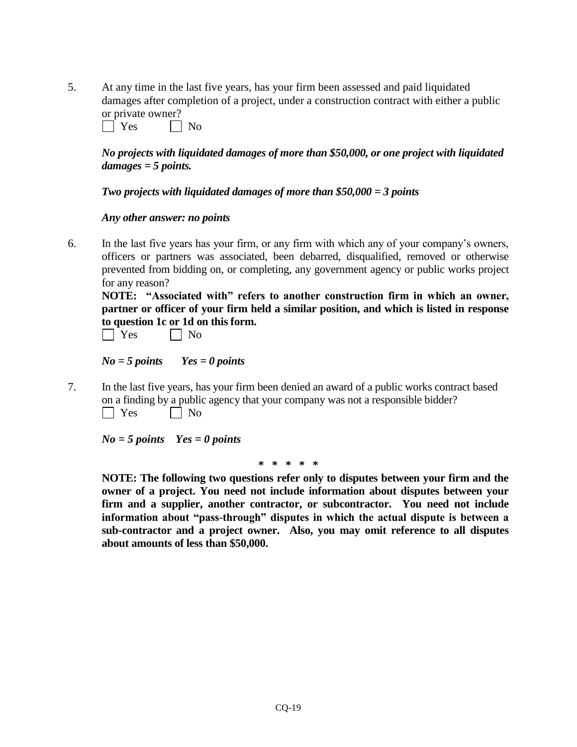5. At any time in the last five years, has your firm been assessed and paid liquidated damages after completion of a project, under a construction contract with either a public or private owner?

   ☐ Yes ☐ No

   ***No projects with liquidated damages of more than $50,000, or one project with liquidated damages = 5 points.***

   ***Two projects with liquidated damages of more than $50,000 = 3 points***

   ***Any other answer: no points***

6. In the last five years has your firm, or any firm with which any of your company's owners, officers or partners was associated, been debarred, disqualified, removed or otherwise prevented from bidding on, or completing, any government agency or public works project for any reason?

   **NOTE: "Associated with" refers to another construction firm in which an owner, partner or officer of your firm held a similar position, and which is listed in response to question 1c or 1d on this form.**

   ☐ Yes ☐ No

   ***No = 5 points Yes = 0 points***

7. In the last five years, has your firm been denied an award of a public works contract based on a finding by a public agency that your company was not a responsible bidder?

   ☐ Yes ☐ No

   ***No = 5 points Yes = 0 points***

\* \* \* \* \*

**NOTE: The following two questions refer only to disputes between your firm and the owner of a project. You need not include information about disputes between your firm and a supplier, another contractor, or subcontractor. You need not include information about "pass-through" disputes in which the actual dispute is between a sub-contractor and a project owner. Also, you may omit reference to all disputes about amounts of less than $50,000.**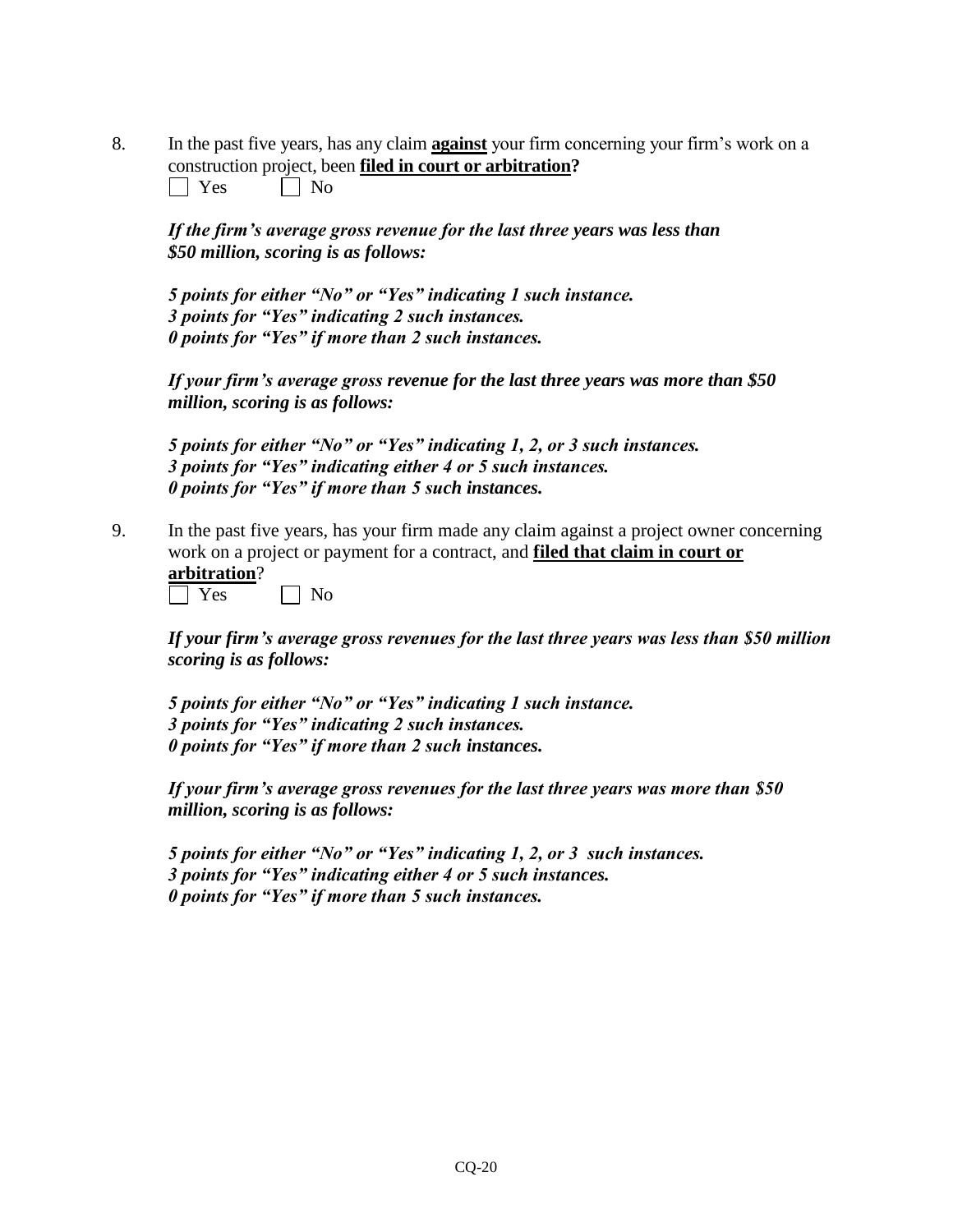8. In the past five years, has any claim **against** your firm concerning your firm's work on a construction project, been **filed in court or arbitration?**

   ☐ Yes ☐ No

   ***If the firm's average gross revenue for the last three years was less than $50 million, scoring is as follows:***

   ***5 points for either "No" or "Yes" indicating 1 such instance.***
   ***3 points for "Yes" indicating 2 such instances.***
   ***0 points for "Yes" if more than 2 such instances.***

   ***If your firm's average gross revenue for the last three years was more than $50 million, scoring is as follows:***

   ***5 points for either "No" or "Yes" indicating 1, 2, or 3 such instances.***
   ***3 points for "Yes" indicating either 4 or 5 such instances.***
   ***0 points for "Yes" if more than 5 such instances.***

9. In the past five years, has your firm made any claim against a project owner concerning work on a project or payment for a contract, and **filed that claim in court or arbitration**?

   ☐ Yes ☐ No

   ***If your firm's average gross revenues for the last three years was less than $50 million scoring is as follows:***

   ***5 points for either "No" or "Yes" indicating 1 such instance.***
   ***3 points for "Yes" indicating 2 such instances.***
   ***0 points for "Yes" if more than 2 such instances.***

   ***If your firm's average gross revenues for the last three years was more than $50 million, scoring is as follows:***

   ***5 points for either "No" or "Yes" indicating 1, 2, or 3 such instances.***
   ***3 points for "Yes" indicating either 4 or 5 such instances.***
   ***0 points for "Yes" if more than 5 such instances.***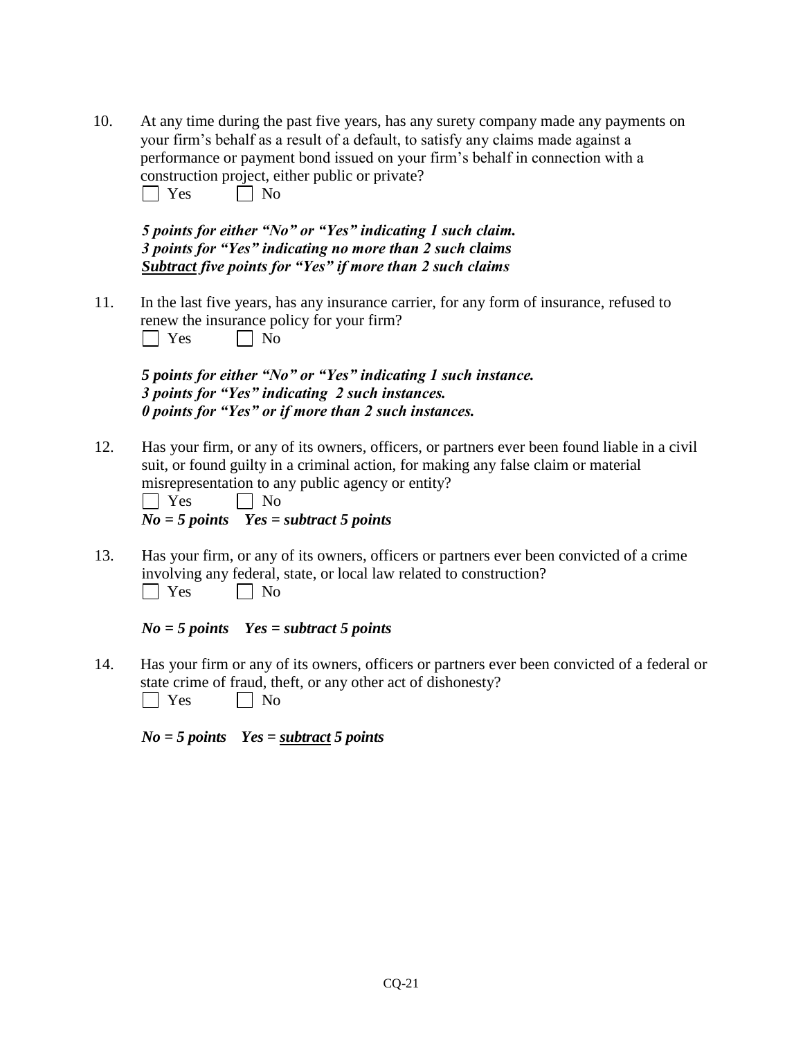10. At any time during the past five years, has any surety company made any payments on your firm's behalf as a result of a default, to satisfy any claims made against a performance or payment bond issued on your firm's behalf in connection with a construction project, either public or private?

    ☐ Yes ☐ No

    ***5 points for either "No" or "Yes" indicating 1 such claim.***
    ***3 points for "Yes" indicating no more than 2 such claims***
    ***<u>Subtract</u> five points for "Yes" if more than 2 such claims***

11. In the last five years, has any insurance carrier, for any form of insurance, refused to renew the insurance policy for your firm?

    ☐ Yes ☐ No

    ***5 points for either "No" or "Yes" indicating 1 such instance.***
    ***3 points for "Yes" indicating 2 such instances.***
    ***0 points for "Yes" or if more than 2 such instances.***

12. Has your firm, or any of its owners, officers, or partners ever been found liable in a civil suit, or found guilty in a criminal action, for making any false claim or material misrepresentation to any public agency or entity?

    ☐ Yes ☐ No

    ***No = 5 points Yes = subtract 5 points***

13. Has your firm, or any of its owners, officers or partners ever been convicted of a crime involving any federal, state, or local law related to construction?

    ☐ Yes ☐ No

    ***No = 5 points Yes = subtract 5 points***

14. Has your firm or any of its owners, officers or partners ever been convicted of a federal or state crime of fraud, theft, or any other act of dishonesty?

    ☐ Yes ☐ No

    ***No = 5 points Yes = <u>subtract</u> 5 points***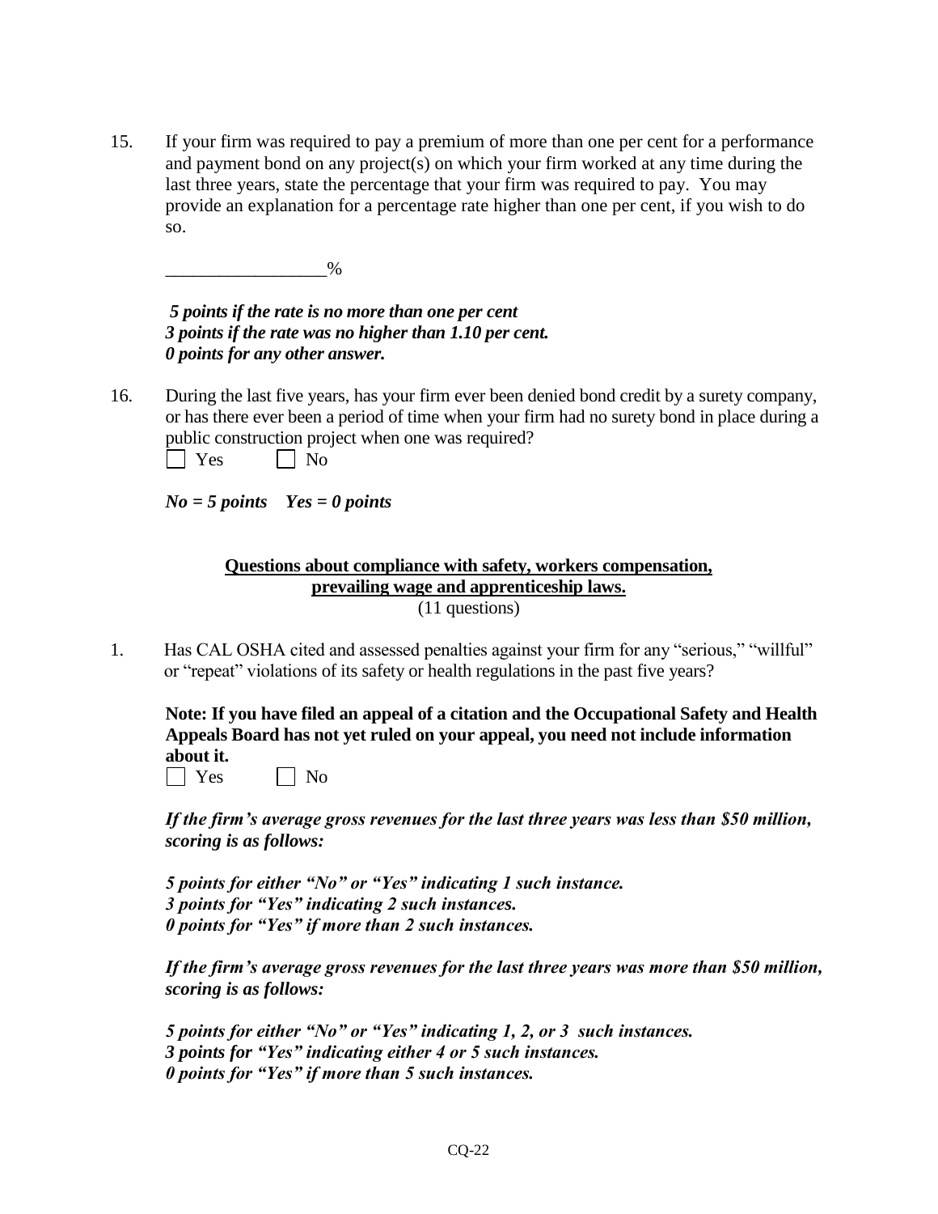15. If your firm was required to pay a premium of more than one per cent for a performance and payment bond on any project(s) on which your firm worked at any time during the last three years, state the percentage that your firm was required to pay. You may provide an explanation for a percentage rate higher than one per cent, if you wish to do so.

    _________________%

    ***5 points if the rate is no more than one per cent***
    ***3 points if the rate was no higher than 1.10 per cent.***
    ***0 points for any other answer.***

16. During the last five years, has your firm ever been denied bond credit by a surety company, or has there ever been a period of time when your firm had no surety bond in place during a public construction project when one was required?

    ☐ Yes ☐ No

    ***No = 5 points Yes = 0 points***

**Questions about compliance with safety, workers compensation, prevailing wage and apprenticeship laws.**

(11 questions)

1. Has CAL OSHA cited and assessed penalties against your firm for any "serious," "willful" or "repeat" violations of its safety or health regulations in the past five years?

   **Note: If you have filed an appeal of a citation and the Occupational Safety and Health Appeals Board has not yet ruled on your appeal, you need not include information about it.**

   ☐ Yes ☐ No

   ***If the firm's average gross revenues for the last three years was less than $50 million, scoring is as follows:***

   ***5 points for either "No" or "Yes" indicating 1 such instance.***
   ***3 points for "Yes" indicating 2 such instances.***
   ***0 points for "Yes" if more than 2 such instances.***

   ***If the firm's average gross revenues for the last three years was more than $50 million, scoring is as follows:***

   ***5 points for either "No" or "Yes" indicating 1, 2, or 3 such instances.***
   ***3 points for "Yes" indicating either 4 or 5 such instances.***
   ***0 points for "Yes" if more than 5 such instances.***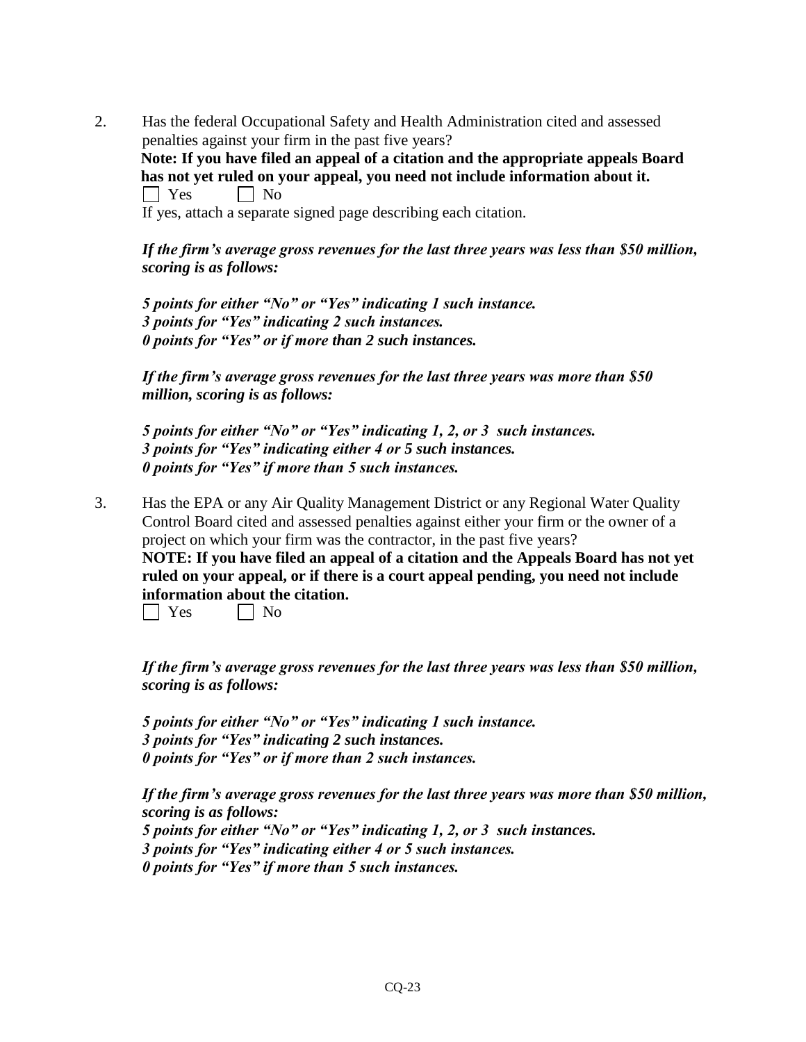2. Has the federal Occupational Safety and Health Administration cited and assessed penalties against your firm in the past five years?

   **Note: If you have filed an appeal of a citation and the appropriate appeals Board has not yet ruled on your appeal, you need not include information about it.**

   ☐ Yes ☐ No

   If yes, attach a separate signed page describing each citation.

   ***If the firm's average gross revenues for the last three years was less than $50 million, scoring is as follows:***

   ***5 points for either "No" or "Yes" indicating 1 such instance.***
   ***3 points for "Yes" indicating 2 such instances.***
   ***0 points for "Yes" or if more than 2 such instances.***

   ***If the firm's average gross revenues for the last three years was more than $50 million, scoring is as follows:***

   ***5 points for either "No" or "Yes" indicating 1, 2, or 3 such instances.***
   ***3 points for "Yes" indicating either 4 or 5 such instances.***
   ***0 points for "Yes" if more than 5 such instances.***

3. Has the EPA or any Air Quality Management District or any Regional Water Quality Control Board cited and assessed penalties against either your firm or the owner of a project on which your firm was the contractor, in the past five years?

   **NOTE: If you have filed an appeal of a citation and the Appeals Board has not yet ruled on your appeal, or if there is a court appeal pending, you need not include information about the citation.**

   ☐ Yes ☐ No

   ***If the firm's average gross revenues for the last three years was less than $50 million, scoring is as follows:***

   ***5 points for either "No" or "Yes" indicating 1 such instance.***
   ***3 points for "Yes" indicating 2 such instances.***
   ***0 points for "Yes" or if more than 2 such instances.***

   ***If the firm's average gross revenues for the last three years was more than $50 million, scoring is as follows:***
   ***5 points for either "No" or "Yes" indicating 1, 2, or 3 such instances.***
   ***3 points for "Yes" indicating either 4 or 5 such instances.***
   ***0 points for "Yes" if more than 5 such instances.***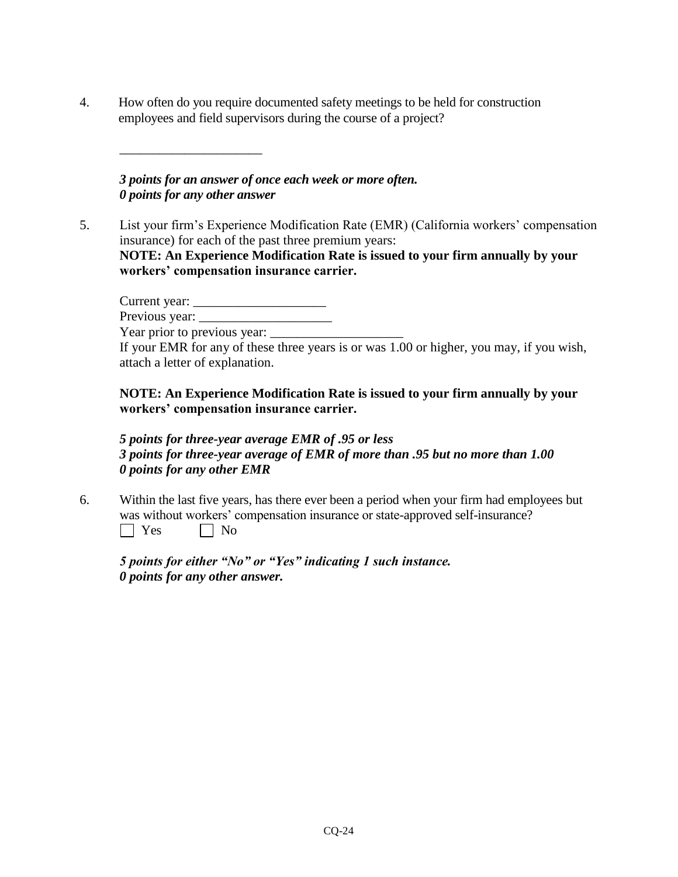4. How often do you require documented safety meetings to be held for construction employees and field supervisors during the course of a project?

   ______________________

   ***3 points for an answer of once each week or more often.***
   ***0 points for any other answer***

5. List your firm's Experience Modification Rate (EMR) (California workers' compensation insurance) for each of the past three premium years:
   **NOTE: An Experience Modification Rate is issued to your firm annually by your workers' compensation insurance carrier.**

   Current year: ____________________
   Previous year: ____________________
   Year prior to previous year: ____________________
   If your EMR for any of these three years is or was 1.00 or higher, you may, if you wish, attach a letter of explanation.

   **NOTE: An Experience Modification Rate is issued to your firm annually by your workers' compensation insurance carrier.**

   ***5 points for three-year average EMR of .95 or less***
   ***3 points for three-year average of EMR of more than .95 but no more than 1.00***
   ***0 points for any other EMR***

6. Within the last five years, has there ever been a period when your firm had employees but was without workers' compensation insurance or state-approved self-insurance?
   ☐ Yes ☐ No

   ***5 points for either "No" or "Yes" indicating 1 such instance.***
   ***0 points for any other answer.***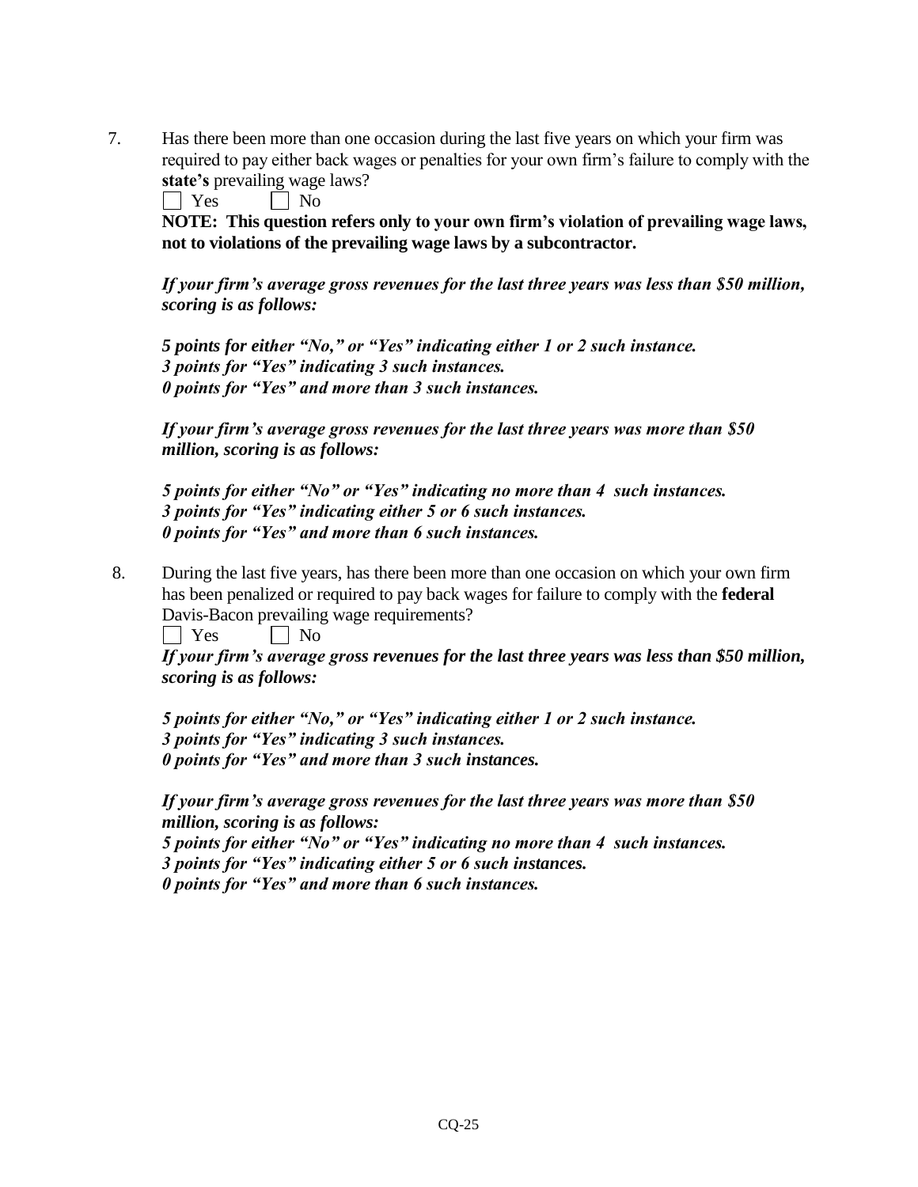7. Has there been more than one occasion during the last five years on which your firm was required to pay either back wages or penalties for your own firm's failure to comply with the **state's** prevailing wage laws?

   ☐ Yes ☐ No

   **NOTE: This question refers only to your own firm's violation of prevailing wage laws, not to violations of the prevailing wage laws by a subcontractor.**

   ***If your firm's average gross revenues for the last three years was less than $50 million, scoring is as follows:***

   ***5 points for either "No," or "Yes" indicating either 1 or 2 such instance.***
   ***3 points for "Yes" indicating 3 such instances.***
   ***0 points for "Yes" and more than 3 such instances.***

   ***If your firm's average gross revenues for the last three years was more than $50 million, scoring is as follows:***

   ***5 points for either "No" or "Yes" indicating no more than 4 such instances.***
   ***3 points for "Yes" indicating either 5 or 6 such instances.***
   ***0 points for "Yes" and more than 6 such instances.***

8. During the last five years, has there been more than one occasion on which your own firm has been penalized or required to pay back wages for failure to comply with the **federal** Davis-Bacon prevailing wage requirements?

   ☐ Yes ☐ No

   ***If your firm's average gross revenues for the last three years was less than $50 million, scoring is as follows:***

   ***5 points for either "No," or "Yes" indicating either 1 or 2 such instance.***
   ***3 points for "Yes" indicating 3 such instances.***
   ***0 points for "Yes" and more than 3 such instances.***

   ***If your firm's average gross revenues for the last three years was more than $50 million, scoring is as follows:***
   ***5 points for either "No" or "Yes" indicating no more than 4 such instances.***
   ***3 points for "Yes" indicating either 5 or 6 such instances.***
   ***0 points for "Yes" and more than 6 such instances.***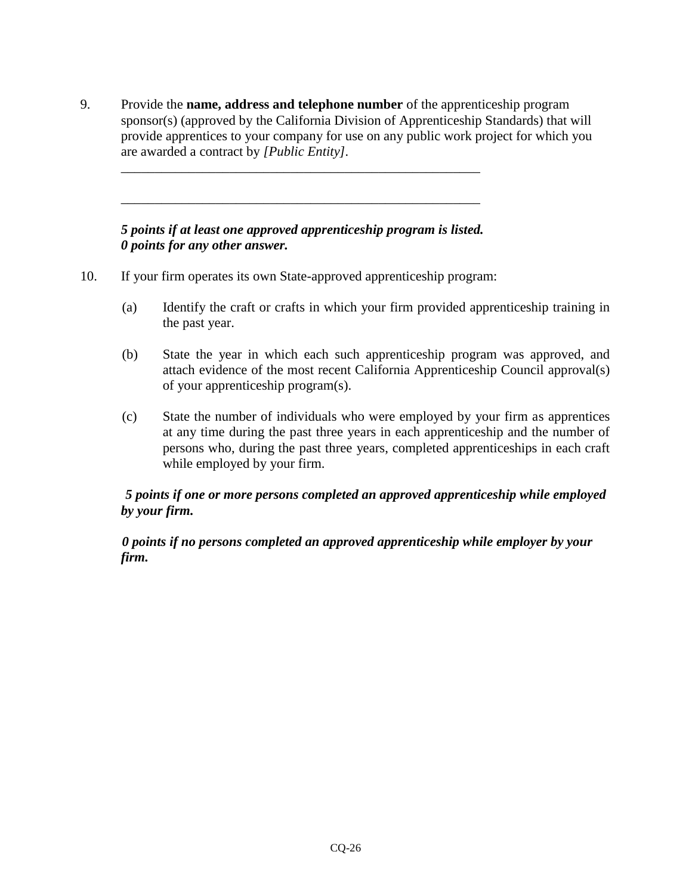9. Provide the **name, address and telephone number** of the apprenticeship program sponsor(s) (approved by the California Division of Apprenticeship Standards) that will provide apprentices to your company for use on any public work project for which you are awarded a contract by *[Public Entity]*.

   \_\_\_\_\_\_\_\_\_\_\_\_\_\_\_\_\_\_\_\_\_\_\_\_\_\_\_\_\_\_\_\_\_\_\_\_\_\_\_\_\_\_\_\_\_\_\_\_\_\_\_\_\_\_

   \_\_\_\_\_\_\_\_\_\_\_\_\_\_\_\_\_\_\_\_\_\_\_\_\_\_\_\_\_\_\_\_\_\_\_\_\_\_\_\_\_\_\_\_\_\_\_\_\_\_\_\_\_\_

   ***5 points if at least one approved apprenticeship program is listed.***
   ***0 points for any other answer.***

10. If your firm operates its own State-approved apprenticeship program:

    (a) Identify the craft or crafts in which your firm provided apprenticeship training in the past year.

    (b) State the year in which each such apprenticeship program was approved, and attach evidence of the most recent California Apprenticeship Council approval(s) of your apprenticeship program(s).

    (c) State the number of individuals who were employed by your firm as apprentices at any time during the past three years in each apprenticeship and the number of persons who, during the past three years, completed apprenticeships in each craft while employed by your firm.

    ***5 points if one or more persons completed an approved apprenticeship while employed by your firm.***

    ***0 points if no persons completed an approved apprenticeship while employer by your firm.***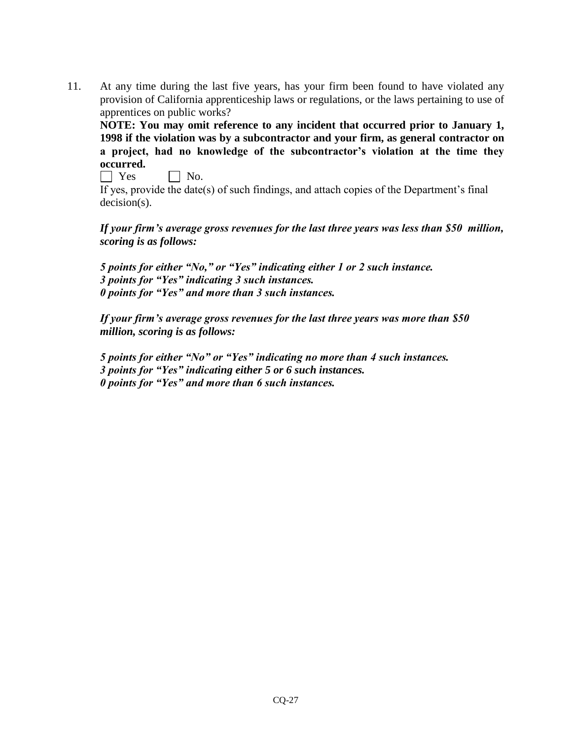11. At any time during the last five years, has your firm been found to have violated any provision of California apprenticeship laws or regulations, or the laws pertaining to use of apprentices on public works?

    **NOTE: You may omit reference to any incident that occurred prior to January 1, 1998 if the violation was by a subcontractor and your firm, as general contractor on a project, had no knowledge of the subcontractor's violation at the time they occurred.**

    ☐ Yes ☐ No.

    If yes, provide the date(s) of such findings, and attach copies of the Department's final decision(s).

    ***If your firm's average gross revenues for the last three years was less than $50 million, scoring is as follows:***

    ***5 points for either "No," or "Yes" indicating either 1 or 2 such instance.***
    ***3 points for "Yes" indicating 3 such instances.***
    ***0 points for "Yes" and more than 3 such instances.***

    ***If your firm's average gross revenues for the last three years was more than $50 million, scoring is as follows:***

    ***5 points for either "No" or "Yes" indicating no more than 4 such instances.***
    ***3 points for "Yes" indicating either 5 or 6 such instances.***
    ***0 points for "Yes" and more than 6 such instances.***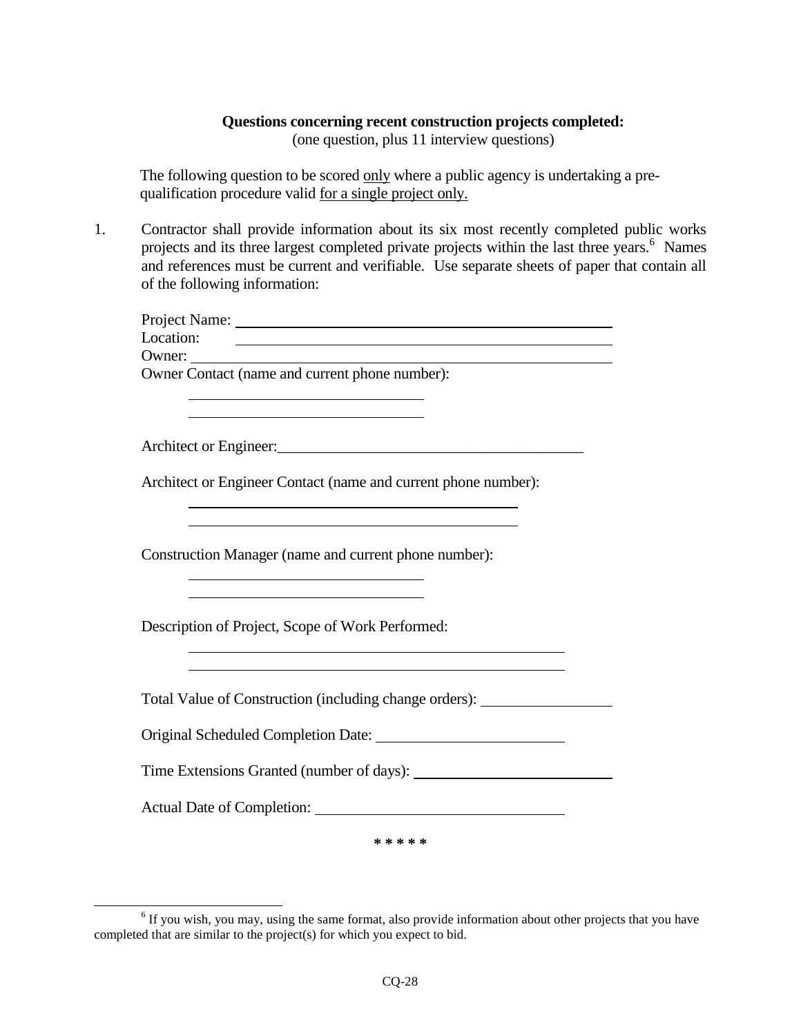**Questions concerning recent construction projects completed:**
(one question, plus 11 interview questions)

The following question to be scored only where a public agency is undertaking a pre-qualification procedure valid for a single project only.

1. Contractor shall provide information about its six most recently completed public works projects and its three largest completed private projects within the last three years.[6] Names and references must be current and verifiable. Use separate sheets of paper that contain all of the following information:

   Project Name: ______________________________

   Location: ______________________________

   Owner: ______________________________

   Owner Contact (name and current phone number):

   ______________________________

   ______________________________

   Architect or Engineer: ______________________________

   Architect or Engineer Contact (name and current phone number):

   ______________________________

   ______________________________

   Construction Manager (name and current phone number):

   ______________________________

   ______________________________

   Description of Project, Scope of Work Performed:

   ______________________________

   ______________________________

   Total Value of Construction (including change orders): ______________

   Original Scheduled Completion Date: ______________

   Time Extensions Granted (number of days): ______________

   Actual Date of Completion: ______________

**\* \* \* \* \***

[6] If you wish, you may, using the same format, also provide information about other projects that you have completed that are similar to the project(s) for which you expect to bid.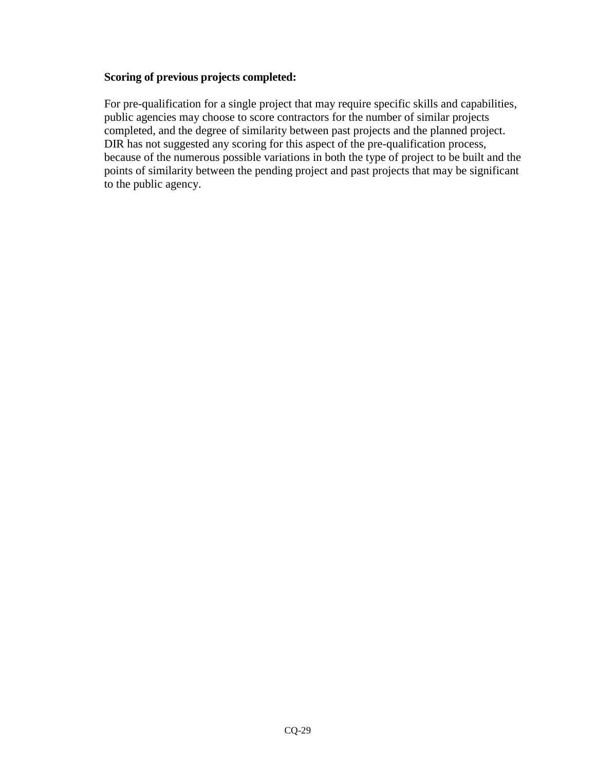**Scoring of previous projects completed:**

For pre-qualification for a single project that may require specific skills and capabilities, public agencies may choose to score contractors for the number of similar projects completed, and the degree of similarity between past projects and the planned project. DIR has not suggested any scoring for this aspect of the pre-qualification process, because of the numerous possible variations in both the type of project to be built and the points of similarity between the pending project and past projects that may be significant to the public agency.